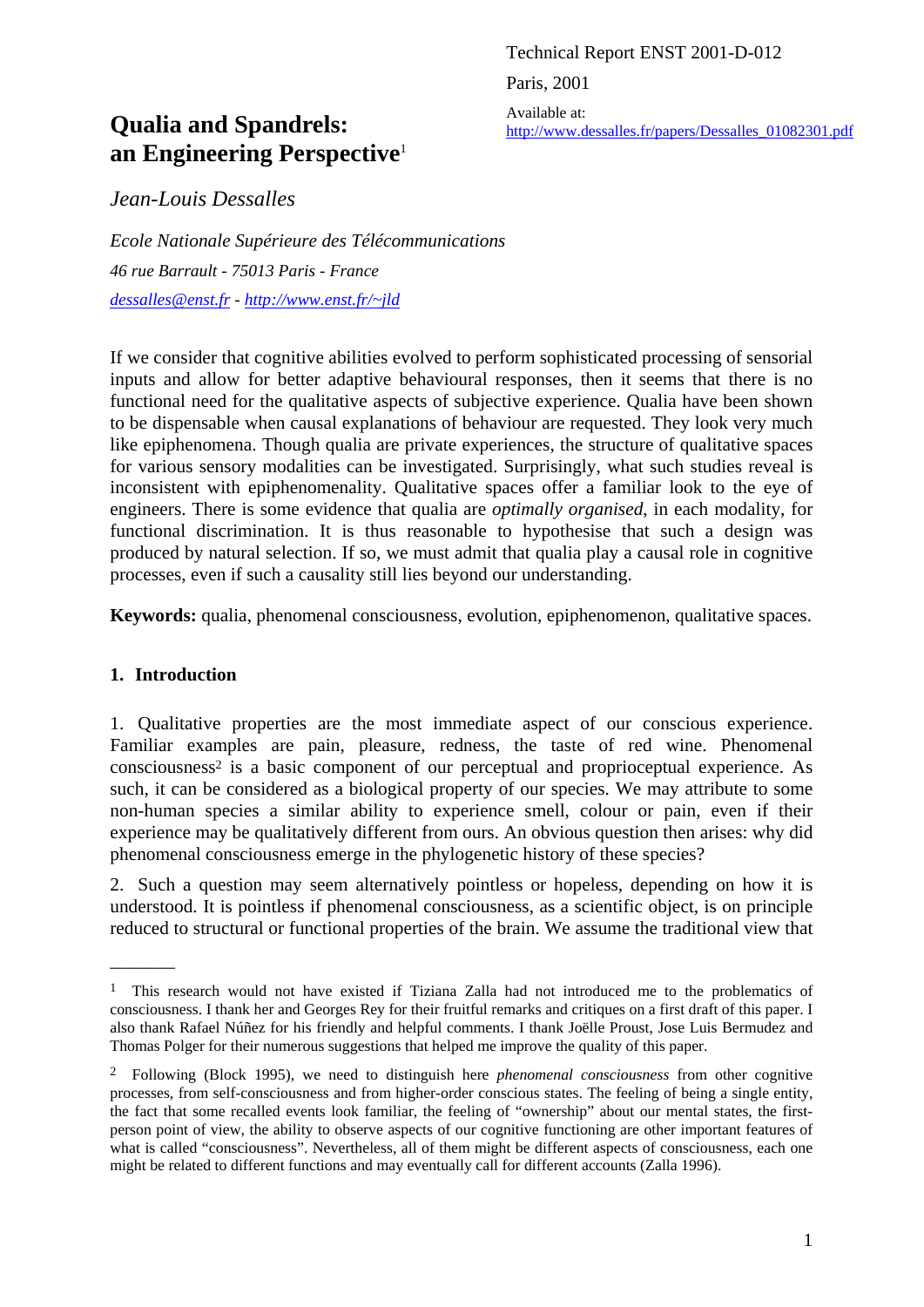Technical Report ENST 2001-D-012

Paris, 2001

Available at:
http://www.dessalles.fr/papers/Dessalles_01082301.pdf

# Qualia and Spandrels: an Engineering Perspective[1]

*Jean-Louis Dessalles*

*Ecole Nationale Supérieure des Télécommunications*

*46 rue Barrault - 75013 Paris - France*

*dessalles@enst.fr - http://www.enst.fr/~jld*

If we consider that cognitive abilities evolved to perform sophisticated processing of sensorial inputs and allow for better adaptive behavioural responses, then it seems that there is no functional need for the qualitative aspects of subjective experience. Qualia have been shown to be dispensable when causal explanations of behaviour are requested. They look very much like epiphenomena. Though qualia are private experiences, the structure of qualitative spaces for various sensory modalities can be investigated. Surprisingly, what such studies reveal is inconsistent with epiphenomenality. Qualitative spaces offer a familiar look to the eye of engineers. There is some evidence that qualia are *optimally organised*, in each modality, for functional discrimination. It is thus reasonable to hypothesise that such a design was produced by natural selection. If so, we must admit that qualia play a causal role in cognitive processes, even if such a causality still lies beyond our understanding.

**Keywords:** qualia, phenomenal consciousness, evolution, epiphenomenon, qualitative spaces.

## 1. Introduction

1. Qualitative properties are the most immediate aspect of our conscious experience. Familiar examples are pain, pleasure, redness, the taste of red wine. Phenomenal consciousness[2] is a basic component of our perceptual and proprioceptual experience. As such, it can be considered as a biological property of our species. We may attribute to some non-human species a similar ability to experience smell, colour or pain, even if their experience may be qualitatively different from ours. An obvious question then arises: why did phenomenal consciousness emerge in the phylogenetic history of these species?

2. Such a question may seem alternatively pointless or hopeless, depending on how it is understood. It is pointless if phenomenal consciousness, as a scientific object, is on principle reduced to structural or functional properties of the brain. We assume the traditional view that

---

[1] This research would not have existed if Tiziana Zalla had not introduced me to the problematics of consciousness. I thank her and Georges Rey for their fruitful remarks and critiques on a first draft of this paper. I also thank Rafael Núñez for his friendly and helpful comments. I thank Joëlle Proust, Jose Luis Bermudez and Thomas Polger for their numerous suggestions that helped me improve the quality of this paper.

[2] Following (Block 1995), we need to distinguish here *phenomenal consciousness* from other cognitive processes, from self-consciousness and from higher-order conscious states. The feeling of being a single entity, the fact that some recalled events look familiar, the feeling of "ownership" about our mental states, the first-person point of view, the ability to observe aspects of our cognitive functioning are other important features of what is called "consciousness". Nevertheless, all of them might be different aspects of consciousness, each one might be related to different functions and may eventually call for different accounts (Zalla 1996).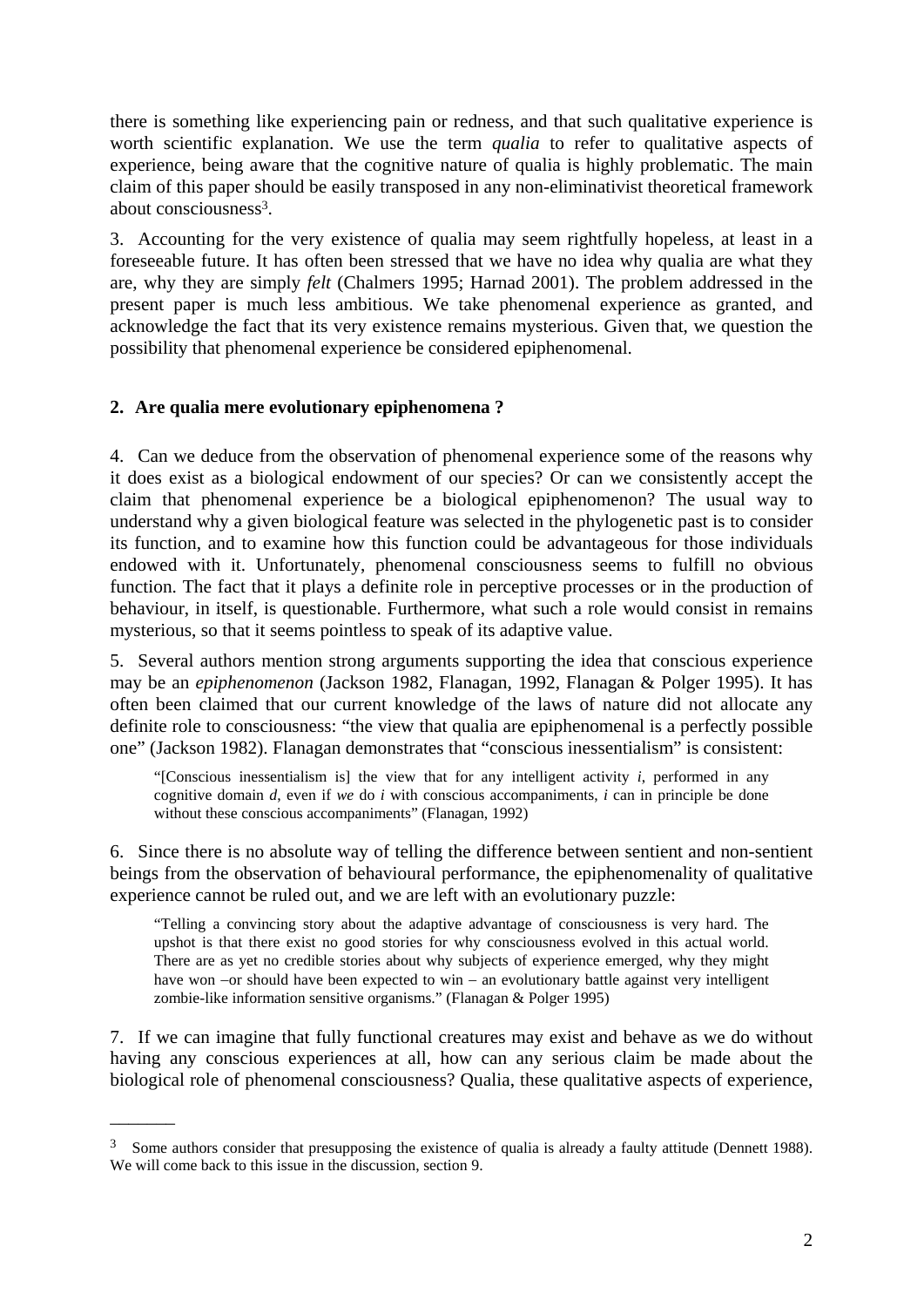there is something like experiencing pain or redness, and that such qualitative experience is worth scientific explanation. We use the term *qualia* to refer to qualitative aspects of experience, being aware that the cognitive nature of qualia is highly problematic. The main claim of this paper should be easily transposed in any non-eliminativist theoretical framework about consciousness[3].

3. Accounting for the very existence of qualia may seem rightfully hopeless, at least in a foreseeable future. It has often been stressed that we have no idea why qualia are what they are, why they are simply *felt* (Chalmers 1995; Harnad 2001). The problem addressed in the present paper is much less ambitious. We take phenomenal experience as granted, and acknowledge the fact that its very existence remains mysterious. Given that, we question the possibility that phenomenal experience be considered epiphenomenal.

## 2. Are qualia mere evolutionary epiphenomena ?

4. Can we deduce from the observation of phenomenal experience some of the reasons why it does exist as a biological endowment of our species? Or can we consistently accept the claim that phenomenal experience be a biological epiphenomenon? The usual way to understand why a given biological feature was selected in the phylogenetic past is to consider its function, and to examine how this function could be advantageous for those individuals endowed with it. Unfortunately, phenomenal consciousness seems to fulfill no obvious function. The fact that it plays a definite role in perceptive processes or in the production of behaviour, in itself, is questionable. Furthermore, what such a role would consist in remains mysterious, so that it seems pointless to speak of its adaptive value.

5. Several authors mention strong arguments supporting the idea that conscious experience may be an *epiphenomenon* (Jackson 1982, Flanagan, 1992, Flanagan & Polger 1995). It has often been claimed that our current knowledge of the laws of nature did not allocate any definite role to consciousness: "the view that qualia are epiphenomenal is a perfectly possible one" (Jackson 1982). Flanagan demonstrates that "conscious inessentialism" is consistent:

> "[Conscious inessentialism is] the view that for any intelligent activity *i*, performed in any cognitive domain *d*, even if *we* do *i* with conscious accompaniments, *i* can in principle be done without these conscious accompaniments" (Flanagan, 1992)

6. Since there is no absolute way of telling the difference between sentient and non-sentient beings from the observation of behavioural performance, the epiphenomenality of qualitative experience cannot be ruled out, and we are left with an evolutionary puzzle:

> "Telling a convincing story about the adaptive advantage of consciousness is very hard. The upshot is that there exist no good stories for why consciousness evolved in this actual world. There are as yet no credible stories about why subjects of experience emerged, why they might have won –or should have been expected to win – an evolutionary battle against very intelligent zombie-like information sensitive organisms." (Flanagan & Polger 1995)

7. If we can imagine that fully functional creatures may exist and behave as we do without having any conscious experiences at all, how can any serious claim be made about the biological role of phenomenal consciousness? Qualia, these qualitative aspects of experience,

---

[3] Some authors consider that presupposing the existence of qualia is already a faulty attitude (Dennett 1988). We will come back to this issue in the discussion, section 9.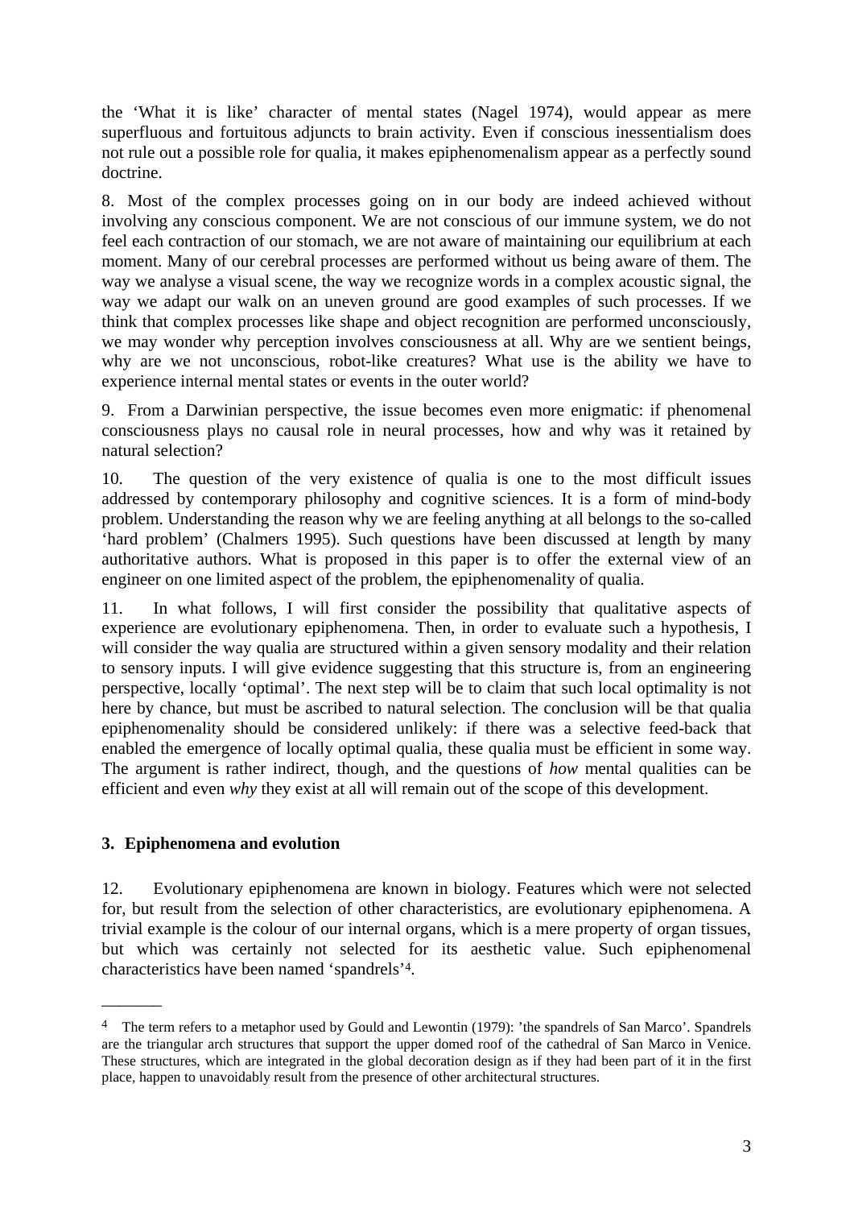the 'What it is like' character of mental states (Nagel 1974), would appear as mere superfluous and fortuitous adjuncts to brain activity. Even if conscious inessentialism does not rule out a possible role for qualia, it makes epiphenomenalism appear as a perfectly sound doctrine.

8. Most of the complex processes going on in our body are indeed achieved without involving any conscious component. We are not conscious of our immune system, we do not feel each contraction of our stomach, we are not aware of maintaining our equilibrium at each moment. Many of our cerebral processes are performed without us being aware of them. The way we analyse a visual scene, the way we recognize words in a complex acoustic signal, the way we adapt our walk on an uneven ground are good examples of such processes. If we think that complex processes like shape and object recognition are performed unconsciously, we may wonder why perception involves consciousness at all. Why are we sentient beings, why are we not unconscious, robot-like creatures? What use is the ability we have to experience internal mental states or events in the outer world?

9. From a Darwinian perspective, the issue becomes even more enigmatic: if phenomenal consciousness plays no causal role in neural processes, how and why was it retained by natural selection?

10. The question of the very existence of qualia is one to the most difficult issues addressed by contemporary philosophy and cognitive sciences. It is a form of mind-body problem. Understanding the reason why we are feeling anything at all belongs to the so-called 'hard problem' (Chalmers 1995). Such questions have been discussed at length by many authoritative authors. What is proposed in this paper is to offer the external view of an engineer on one limited aspect of the problem, the epiphenomenality of qualia.

11. In what follows, I will first consider the possibility that qualitative aspects of experience are evolutionary epiphenomena. Then, in order to evaluate such a hypothesis, I will consider the way qualia are structured within a given sensory modality and their relation to sensory inputs. I will give evidence suggesting that this structure is, from an engineering perspective, locally 'optimal'. The next step will be to claim that such local optimality is not here by chance, but must be ascribed to natural selection. The conclusion will be that qualia epiphenomenality should be considered unlikely: if there was a selective feed-back that enabled the emergence of locally optimal qualia, these qualia must be efficient in some way. The argument is rather indirect, though, and the questions of *how* mental qualities can be efficient and even *why* they exist at all will remain out of the scope of this development.

## 3. Epiphenomena and evolution

12. Evolutionary epiphenomena are known in biology. Features which were not selected for, but result from the selection of other characteristics, are evolutionary epiphenomena. A trivial example is the colour of our internal organs, which is a mere property of organ tissues, but which was certainly not selected for its aesthetic value. Such epiphenomenal characteristics have been named 'spandrels'[4].

---

[4] The term refers to a metaphor used by Gould and Lewontin (1979): 'the spandrels of San Marco'. Spandrels are the triangular arch structures that support the upper domed roof of the cathedral of San Marco in Venice. These structures, which are integrated in the global decoration design as if they had been part of it in the first place, happen to unavoidably result from the presence of other architectural structures.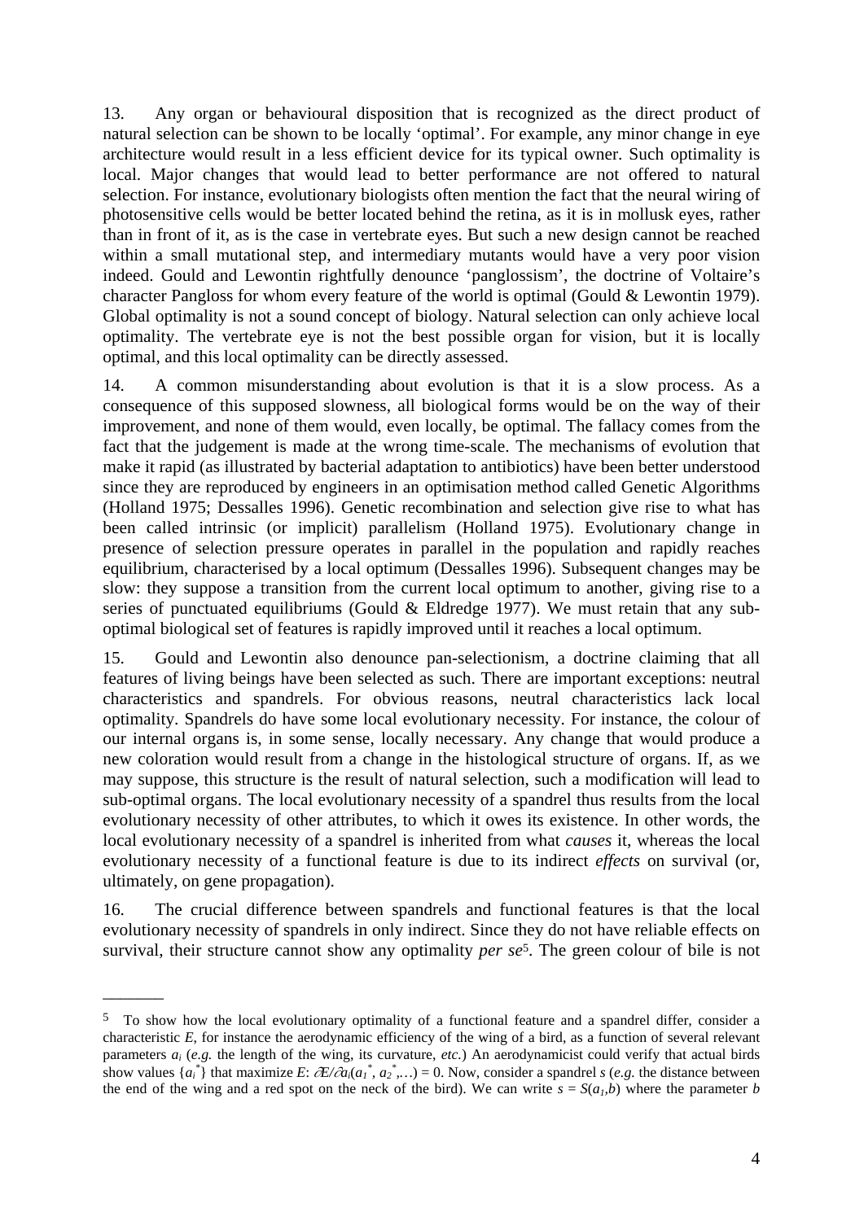13. Any organ or behavioural disposition that is recognized as the direct product of natural selection can be shown to be locally 'optimal'. For example, any minor change in eye architecture would result in a less efficient device for its typical owner. Such optimality is local. Major changes that would lead to better performance are not offered to natural selection. For instance, evolutionary biologists often mention the fact that the neural wiring of photosensitive cells would be better located behind the retina, as it is in mollusk eyes, rather than in front of it, as is the case in vertebrate eyes. But such a new design cannot be reached within a small mutational step, and intermediary mutants would have a very poor vision indeed. Gould and Lewontin rightfully denounce 'panglossism', the doctrine of Voltaire's character Pangloss for whom every feature of the world is optimal (Gould & Lewontin 1979). Global optimality is not a sound concept of biology. Natural selection can only achieve local optimality. The vertebrate eye is not the best possible organ for vision, but it is locally optimal, and this local optimality can be directly assessed.

14. A common misunderstanding about evolution is that it is a slow process. As a consequence of this supposed slowness, all biological forms would be on the way of their improvement, and none of them would, even locally, be optimal. The fallacy comes from the fact that the judgement is made at the wrong time-scale. The mechanisms of evolution that make it rapid (as illustrated by bacterial adaptation to antibiotics) have been better understood since they are reproduced by engineers in an optimisation method called Genetic Algorithms (Holland 1975; Dessalles 1996). Genetic recombination and selection give rise to what has been called intrinsic (or implicit) parallelism (Holland 1975). Evolutionary change in presence of selection pressure operates in parallel in the population and rapidly reaches equilibrium, characterised by a local optimum (Dessalles 1996). Subsequent changes may be slow: they suppose a transition from the current local optimum to another, giving rise to a series of punctuated equilibriums (Gould & Eldredge 1977). We must retain that any sub-optimal biological set of features is rapidly improved until it reaches a local optimum.

15. Gould and Lewontin also denounce pan-selectionism, a doctrine claiming that all features of living beings have been selected as such. There are important exceptions: neutral characteristics and spandrels. For obvious reasons, neutral characteristics lack local optimality. Spandrels do have some local evolutionary necessity. For instance, the colour of our internal organs is, in some sense, locally necessary. Any change that would produce a new coloration would result from a change in the histological structure of organs. If, as we may suppose, this structure is the result of natural selection, such a modification will lead to sub-optimal organs. The local evolutionary necessity of a spandrel thus results from the local evolutionary necessity of other attributes, to which it owes its existence. In other words, the local evolutionary necessity of a spandrel is inherited from what *causes* it, whereas the local evolutionary necessity of a functional feature is due to its indirect *effects* on survival (or, ultimately, on gene propagation).

16. The crucial difference between spandrels and functional features is that the local evolutionary necessity of spandrels in only indirect. Since they do not have reliable effects on survival, their structure cannot show any optimality *per se*[5]. The green colour of bile is not

---

[5] To show how the local evolutionary optimality of a functional feature and a spandrel differ, consider a characteristic $E$, for instance the aerodynamic efficiency of the wing of a bird, as a function of several relevant parameters $a_i$ (*e.g.* the length of the wing, its curvature, *etc.*) An aerodynamicist could verify that actual birds show values $\{a_i^*\}$ that maximize $E$: $\partial E/\partial a_i(a_1^*, a_2^*, \ldots) = 0$. Now, consider a spandrel $s$ (*e.g.* the distance between the end of the wing and a red spot on the neck of the bird). We can write $s = S(a_1, b)$ where the parameter $b$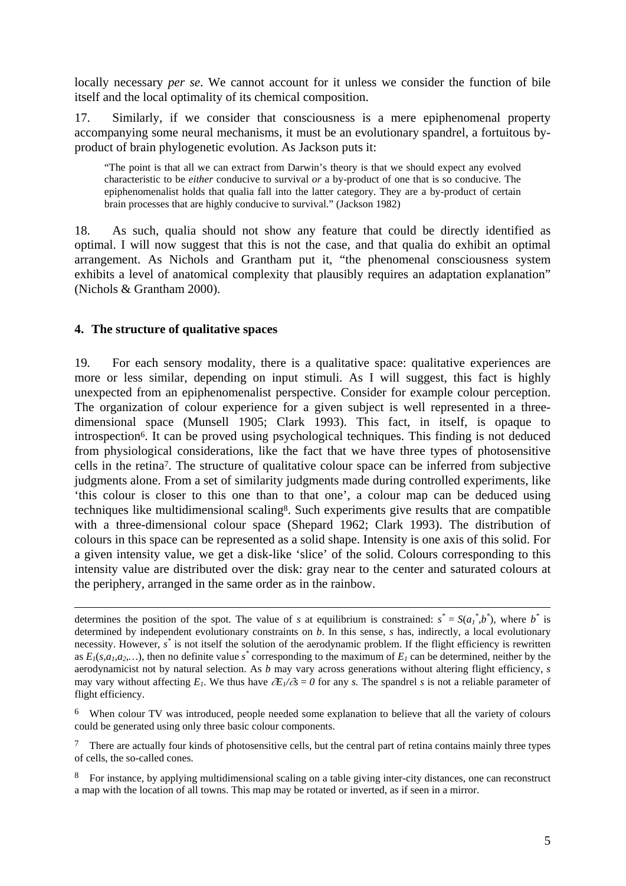locally necessary *per se*. We cannot account for it unless we consider the function of bile itself and the local optimality of its chemical composition.

17. Similarly, if we consider that consciousness is a mere epiphenomenal property accompanying some neural mechanisms, it must be an evolutionary spandrel, a fortuitous by-product of brain phylogenetic evolution. As Jackson puts it:

> "The point is that all we can extract from Darwin's theory is that we should expect any evolved characteristic to be *either* conducive to survival *or* a by-product of one that is so conducive. The epiphenomenalist holds that qualia fall into the latter category. They are a by-product of certain brain processes that are highly conducive to survival." (Jackson 1982)

18. As such, qualia should not show any feature that could be directly identified as optimal. I will now suggest that this is not the case, and that qualia do exhibit an optimal arrangement. As Nichols and Grantham put it, "the phenomenal consciousness system exhibits a level of anatomical complexity that plausibly requires an adaptation explanation" (Nichols & Grantham 2000).

## 4. The structure of qualitative spaces

19. For each sensory modality, there is a qualitative space: qualitative experiences are more or less similar, depending on input stimuli. As I will suggest, this fact is highly unexpected from an epiphenomenalist perspective. Consider for example colour perception. The organization of colour experience for a given subject is well represented in a three-dimensional space (Munsell 1905; Clark 1993). This fact, in itself, is opaque to introspection[6]. It can be proved using psychological techniques. This finding is not deduced from physiological considerations, like the fact that we have three types of photosensitive cells in the retina[7]. The structure of qualitative colour space can be inferred from subjective judgments alone. From a set of similarity judgments made during controlled experiments, like 'this colour is closer to this one than to that one', a colour map can be deduced using techniques like multidimensional scaling[8]. Such experiments give results that are compatible with a three-dimensional colour space (Shepard 1962; Clark 1993). The distribution of colours in this space can be represented as a solid shape. Intensity is one axis of this solid. For a given intensity value, we get a disk-like 'slice' of the solid. Colours corresponding to this intensity value are distributed over the disk: gray near to the center and saturated colours at the periphery, arranged in the same order as in the rainbow.

---

determines the position of the spot. The value of $s$ at equilibrium is constrained: $s^* = S(a_1^*, b^*)$, where $b^*$ is determined by independent evolutionary constraints on $b$. In this sense, $s$ has, indirectly, a local evolutionary necessity. However, $s^*$ is not itself the solution of the aerodynamic problem. If the flight efficiency is rewritten as $E_1(s, a_1, a_2, \ldots)$, then no definite value $s^*$ corresponding to the maximum of $E_1$ can be determined, neither by the aerodynamicist not by natural selection. As $b$ may vary across generations without altering flight efficiency, $s$ may vary without affecting $E_1$. We thus have $\partial E_1 / \partial s = 0$ for any $s$. The spandrel $s$ is not a reliable parameter of flight efficiency.

[6] When colour TV was introduced, people needed some explanation to believe that all the variety of colours could be generated using only three basic colour components.

[7] There are actually four kinds of photosensitive cells, but the central part of retina contains mainly three types of cells, the so-called cones.

[8] For instance, by applying multidimensional scaling on a table giving inter-city distances, one can reconstruct a map with the location of all towns. This map may be rotated or inverted, as if seen in a mirror.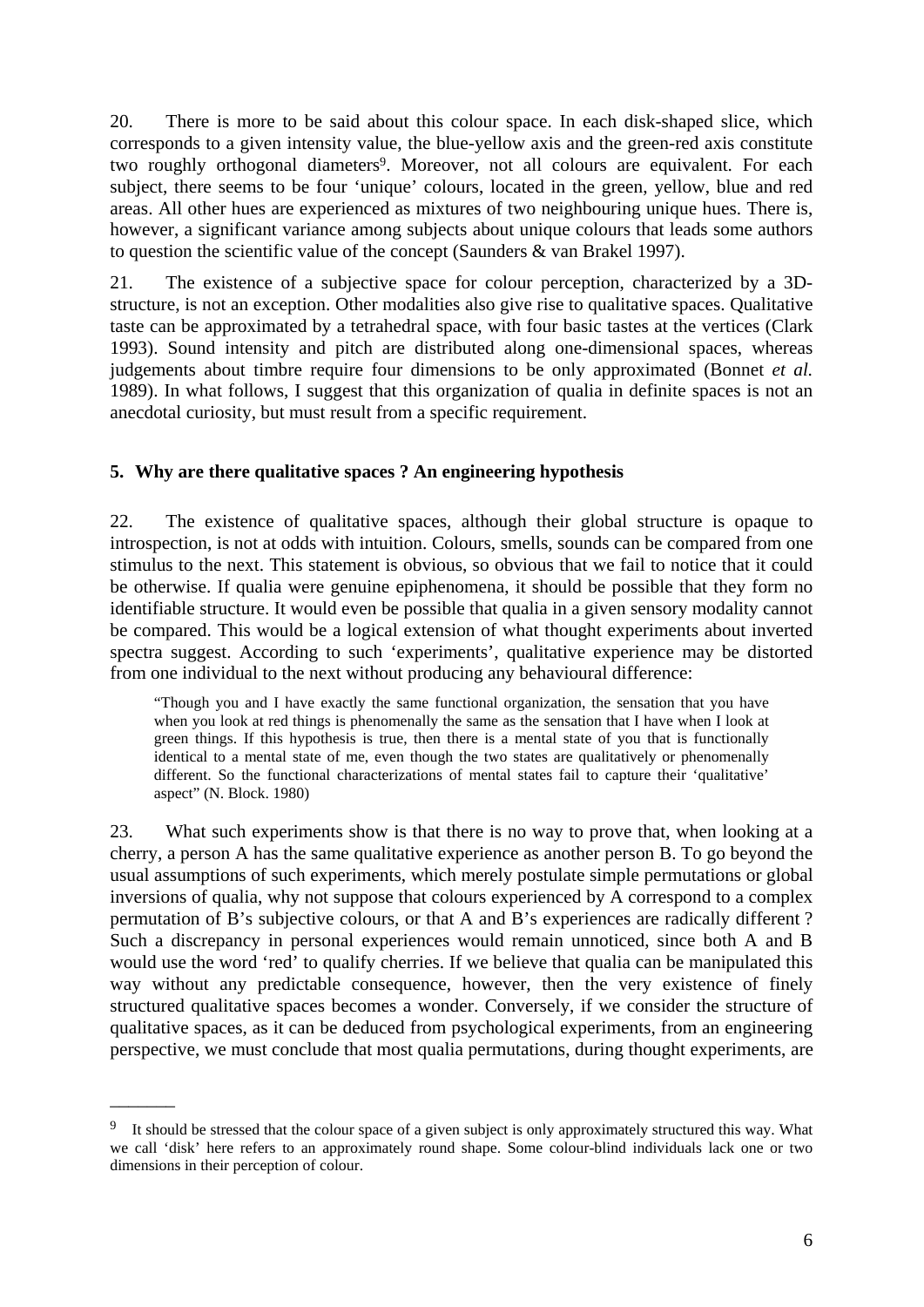20. There is more to be said about this colour space. In each disk-shaped slice, which corresponds to a given intensity value, the blue-yellow axis and the green-red axis constitute two roughly orthogonal diameters[9]. Moreover, not all colours are equivalent. For each subject, there seems to be four 'unique' colours, located in the green, yellow, blue and red areas. All other hues are experienced as mixtures of two neighbouring unique hues. There is, however, a significant variance among subjects about unique colours that leads some authors to question the scientific value of the concept (Saunders & van Brakel 1997).

21. The existence of a subjective space for colour perception, characterized by a 3D-structure, is not an exception. Other modalities also give rise to qualitative spaces. Qualitative taste can be approximated by a tetrahedral space, with four basic tastes at the vertices (Clark 1993). Sound intensity and pitch are distributed along one-dimensional spaces, whereas judgements about timbre require four dimensions to be only approximated (Bonnet *et al.* 1989). In what follows, I suggest that this organization of qualia in definite spaces is not an anecdotal curiosity, but must result from a specific requirement.

## 5. Why are there qualitative spaces ? An engineering hypothesis

22. The existence of qualitative spaces, although their global structure is opaque to introspection, is not at odds with intuition. Colours, smells, sounds can be compared from one stimulus to the next. This statement is obvious, so obvious that we fail to notice that it could be otherwise. If qualia were genuine epiphenomena, it should be possible that they form no identifiable structure. It would even be possible that qualia in a given sensory modality cannot be compared. This would be a logical extension of what thought experiments about inverted spectra suggest. According to such 'experiments', qualitative experience may be distorted from one individual to the next without producing any behavioural difference:

> "Though you and I have exactly the same functional organization, the sensation that you have when you look at red things is phenomenally the same as the sensation that I have when I look at green things. If this hypothesis is true, then there is a mental state of you that is functionally identical to a mental state of me, even though the two states are qualitatively or phenomenally different. So the functional characterizations of mental states fail to capture their 'qualitative' aspect" (N. Block. 1980)

23. What such experiments show is that there is no way to prove that, when looking at a cherry, a person A has the same qualitative experience as another person B. To go beyond the usual assumptions of such experiments, which merely postulate simple permutations or global inversions of qualia, why not suppose that colours experienced by A correspond to a complex permutation of B's subjective colours, or that A and B's experiences are radically different ? Such a discrepancy in personal experiences would remain unnoticed, since both A and B would use the word 'red' to qualify cherries. If we believe that qualia can be manipulated this way without any predictable consequence, however, then the very existence of finely structured qualitative spaces becomes a wonder. Conversely, if we consider the structure of qualitative spaces, as it can be deduced from psychological experiments, from an engineering perspective, we must conclude that most qualia permutations, during thought experiments, are

---

[9] It should be stressed that the colour space of a given subject is only approximately structured this way. What we call 'disk' here refers to an approximately round shape. Some colour-blind individuals lack one or two dimensions in their perception of colour.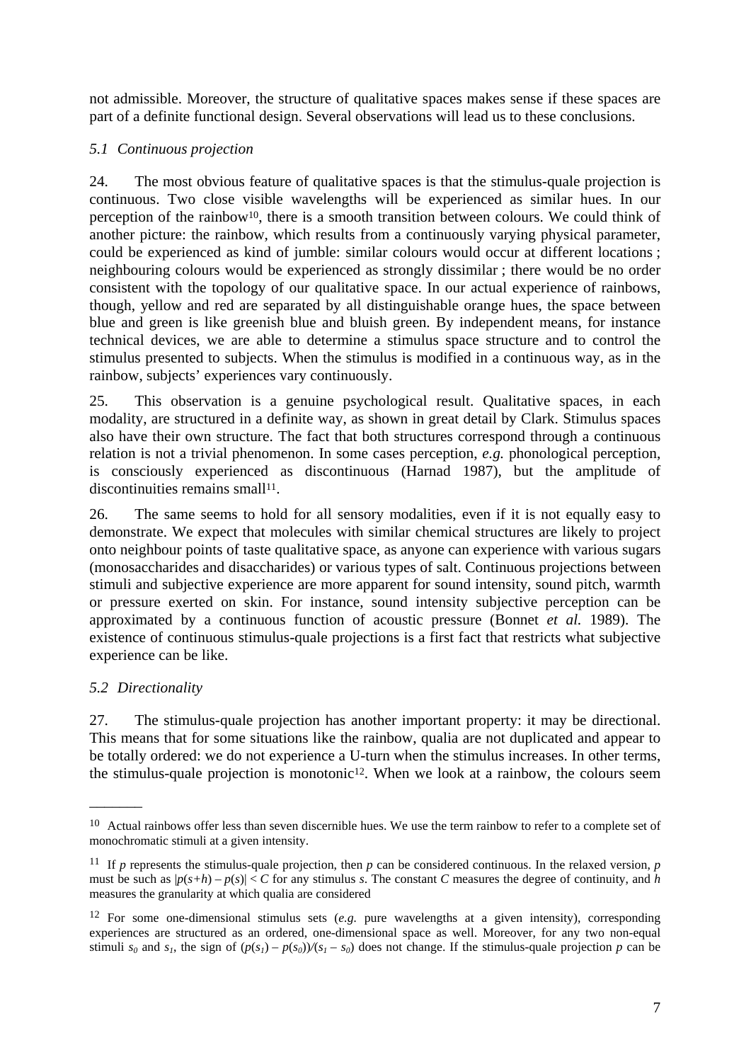not admissible. Moreover, the structure of qualitative spaces makes sense if these spaces are part of a definite functional design. Several observations will lead us to these conclusions.

### *5.1 Continuous projection*

24. The most obvious feature of qualitative spaces is that the stimulus-quale projection is continuous. Two close visible wavelengths will be experienced as similar hues. In our perception of the rainbow[10], there is a smooth transition between colours. We could think of another picture: the rainbow, which results from a continuously varying physical parameter, could be experienced as kind of jumble: similar colours would occur at different locations ; neighbouring colours would be experienced as strongly dissimilar ; there would be no order consistent with the topology of our qualitative space. In our actual experience of rainbows, though, yellow and red are separated by all distinguishable orange hues, the space between blue and green is like greenish blue and bluish green. By independent means, for instance technical devices, we are able to determine a stimulus space structure and to control the stimulus presented to subjects. When the stimulus is modified in a continuous way, as in the rainbow, subjects' experiences vary continuously.

25. This observation is a genuine psychological result. Qualitative spaces, in each modality, are structured in a definite way, as shown in great detail by Clark. Stimulus spaces also have their own structure. The fact that both structures correspond through a continuous relation is not a trivial phenomenon. In some cases perception, *e.g.* phonological perception, is consciously experienced as discontinuous (Harnad 1987), but the amplitude of discontinuities remains small[11].

26. The same seems to hold for all sensory modalities, even if it is not equally easy to demonstrate. We expect that molecules with similar chemical structures are likely to project onto neighbour points of taste qualitative space, as anyone can experience with various sugars (monosaccharides and disaccharides) or various types of salt. Continuous projections between stimuli and subjective experience are more apparent for sound intensity, sound pitch, warmth or pressure exerted on skin. For instance, sound intensity subjective perception can be approximated by a continuous function of acoustic pressure (Bonnet *et al.* 1989). The existence of continuous stimulus-quale projections is a first fact that restricts what subjective experience can be like.

### *5.2 Directionality*

27. The stimulus-quale projection has another important property: it may be directional. This means that for some situations like the rainbow, qualia are not duplicated and appear to be totally ordered: we do not experience a U-turn when the stimulus increases. In other terms, the stimulus-quale projection is monotonic[12]. When we look at a rainbow, the colours seem

---

[10] Actual rainbows offer less than seven discernible hues. We use the term rainbow to refer to a complete set of monochromatic stimuli at a given intensity.

[11] If $p$ represents the stimulus-quale projection, then $p$ can be considered continuous. In the relaxed version, $p$ must be such as $|p(s+h) - p(s)| < C$ for any stimulus $s$. The constant $C$ measures the degree of continuity, and $h$ measures the granularity at which qualia are considered

[12] For some one-dimensional stimulus sets (*e.g.* pure wavelengths at a given intensity), corresponding experiences are structured as an ordered, one-dimensional space as well. Moreover, for any two non-equal stimuli $s_0$ and $s_1$, the sign of $(p(s_1) - p(s_0))/(s_1 - s_0)$ does not change. If the stimulus-quale projection $p$ can be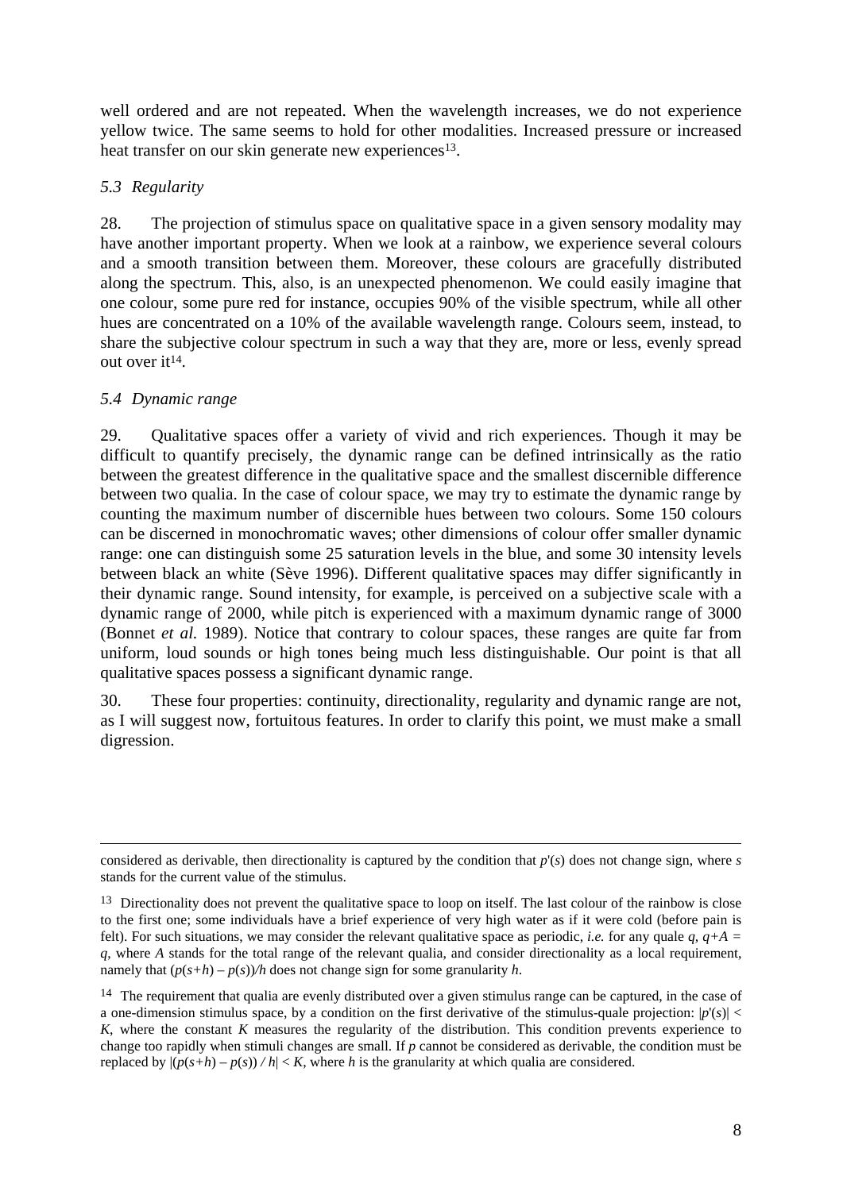well ordered and are not repeated. When the wavelength increases, we do not experience yellow twice. The same seems to hold for other modalities. Increased pressure or increased heat transfer on our skin generate new experiences[13].

### *5.3 Regularity*

28. The projection of stimulus space on qualitative space in a given sensory modality may have another important property. When we look at a rainbow, we experience several colours and a smooth transition between them. Moreover, these colours are gracefully distributed along the spectrum. This, also, is an unexpected phenomenon. We could easily imagine that one colour, some pure red for instance, occupies 90% of the visible spectrum, while all other hues are concentrated on a 10% of the available wavelength range. Colours seem, instead, to share the subjective colour spectrum in such a way that they are, more or less, evenly spread out over it[14].

### *5.4 Dynamic range*

29. Qualitative spaces offer a variety of vivid and rich experiences. Though it may be difficult to quantify precisely, the dynamic range can be defined intrinsically as the ratio between the greatest difference in the qualitative space and the smallest discernible difference between two qualia. In the case of colour space, we may try to estimate the dynamic range by counting the maximum number of discernible hues between two colours. Some 150 colours can be discerned in monochromatic waves; other dimensions of colour offer smaller dynamic range: one can distinguish some 25 saturation levels in the blue, and some 30 intensity levels between black an white (Sève 1996). Different qualitative spaces may differ significantly in their dynamic range. Sound intensity, for example, is perceived on a subjective scale with a dynamic range of 2000, while pitch is experienced with a maximum dynamic range of 3000 (Bonnet *et al.* 1989). Notice that contrary to colour spaces, these ranges are quite far from uniform, loud sounds or high tones being much less distinguishable. Our point is that all qualitative spaces possess a significant dynamic range.

30. These four properties: continuity, directionality, regularity and dynamic range are not, as I will suggest now, fortuitous features. In order to clarify this point, we must make a small digression.

---

considered as derivable, then directionality is captured by the condition that $p'(s)$ does not change sign, where $s$ stands for the current value of the stimulus.

[13] Directionality does not prevent the qualitative space to loop on itself. The last colour of the rainbow is close to the first one; some individuals have a brief experience of very high water as if it were cold (before pain is felt). For such situations, we may consider the relevant qualitative space as periodic, *i.e.* for any quale $q$, $q+A = q$, where $A$ stands for the total range of the relevant qualia, and consider directionality as a local requirement, namely that $(p(s+h) - p(s))/h$ does not change sign for some granularity $h$.

[14] The requirement that qualia are evenly distributed over a given stimulus range can be captured, in the case of a one-dimension stimulus space, by a condition on the first derivative of the stimulus-quale projection: $|p'(s)| < K$, where the constant $K$ measures the regularity of the distribution. This condition prevents experience to change too rapidly when stimuli changes are small. If $p$ cannot be considered as derivable, the condition must be replaced by $|(p(s+h) - p(s)) / h| < K$, where $h$ is the granularity at which qualia are considered.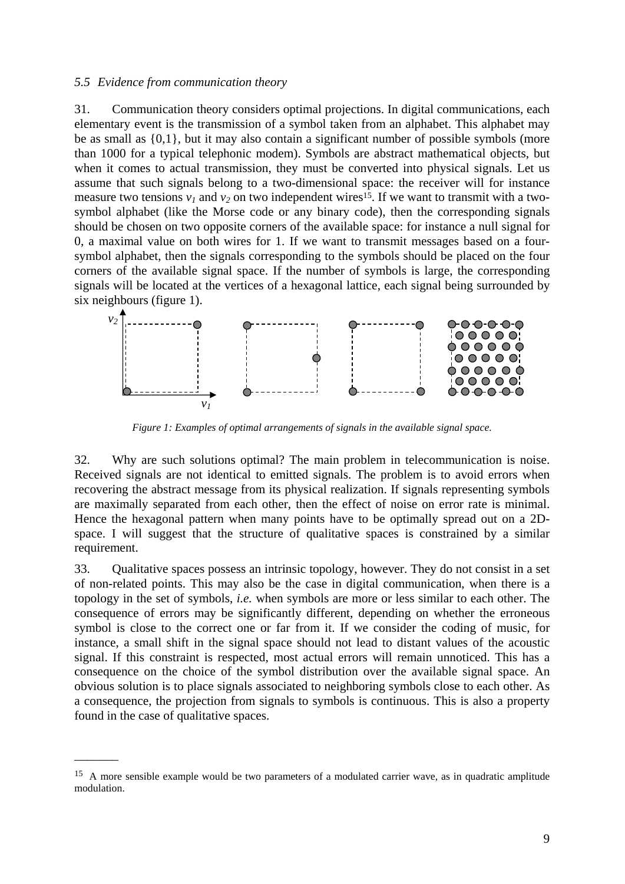### *5.5 Evidence from communication theory*

31. Communication theory considers optimal projections. In digital communications, each elementary event is the transmission of a symbol taken from an alphabet. This alphabet may be as small as {0,1}, but it may also contain a significant number of possible symbols (more than 1000 for a typical telephonic modem). Symbols are abstract mathematical objects, but when it comes to actual transmission, they must be converted into physical signals. Let us assume that such signals belong to a two-dimensional space: the receiver will for instance measure two tensions $v_1$ and $v_2$ on two independent wires[15]. If we want to transmit with a two-symbol alphabet (like the Morse code or any binary code), then the corresponding signals should be chosen on two opposite corners of the available space: for instance a null signal for 0, a maximal value on both wires for 1. If we want to transmit messages based on a four-symbol alphabet, then the signals corresponding to the symbols should be placed on the four corners of the available signal space. If the number of symbols is large, the corresponding signals will be located at the vertices of a hexagonal lattice, each signal being surrounded by six neighbours (figure 1).

$v_2$

$v_1$

*Figure 1: Examples of optimal arrangements of signals in the available signal space.*

32. Why are such solutions optimal? The main problem in telecommunication is noise. Received signals are not identical to emitted signals. The problem is to avoid errors when recovering the abstract message from its physical realization. If signals representing symbols are maximally separated from each other, then the effect of noise on error rate is minimal. Hence the hexagonal pattern when many points have to be optimally spread out on a 2D-space. I will suggest that the structure of qualitative spaces is constrained by a similar requirement.

33. Qualitative spaces possess an intrinsic topology, however. They do not consist in a set of non-related points. This may also be the case in digital communication, when there is a topology in the set of symbols, *i.e.* when symbols are more or less similar to each other. The consequence of errors may be significantly different, depending on whether the erroneous symbol is close to the correct one or far from it. If we consider the coding of music, for instance, a small shift in the signal space should not lead to distant values of the acoustic signal. If this constraint is respected, most actual errors will remain unnoticed. This has a consequence on the choice of the symbol distribution over the available signal space. An obvious solution is to place signals associated to neighboring symbols close to each other. As a consequence, the projection from signals to symbols is continuous. This is also a property found in the case of qualitative spaces.

---

[15] A more sensible example would be two parameters of a modulated carrier wave, as in quadratic amplitude modulation.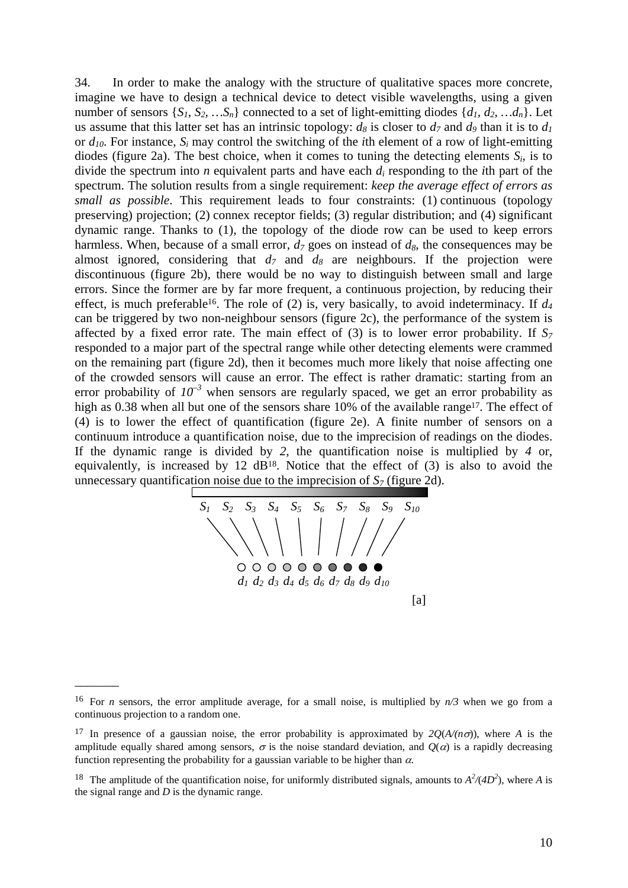34. In order to make the analogy with the structure of qualitative spaces more concrete, imagine we have to design a technical device to detect visible wavelengths, using a given number of sensors $\{S_1, S_2, \ldots S_n\}$ connected to a set of light-emitting diodes $\{d_1, d_2, \ldots d_n\}$. Let us assume that this latter set has an intrinsic topology: $d_8$ is closer to $d_7$ and $d_9$ than it is to $d_1$ or $d_{10}$. For instance, $S_i$ may control the switching of the *i*th element of a row of light-emitting diodes (figure 2a). The best choice, when it comes to tuning the detecting elements $S_i$, is to divide the spectrum into $n$ equivalent parts and have each $d_i$ responding to the *i*th part of the spectrum. The solution results from a single requirement: *keep the average effect of errors as small as possible*. This requirement leads to four constraints: (1) continuous (topology preserving) projection; (2) connex receptor fields; (3) regular distribution; and (4) significant dynamic range. Thanks to (1), the topology of the diode row can be used to keep errors harmless. When, because of a small error, $d_7$ goes on instead of $d_8$, the consequences may be almost ignored, considering that $d_7$ and $d_8$ are neighbours. If the projection were discontinuous (figure 2b), there would be no way to distinguish between small and large errors. Since the former are by far more frequent, a continuous projection, by reducing their effect, is much preferable[16]. The role of (2) is, very basically, to avoid indeterminacy. If $d_4$ can be triggered by two non-neighbour sensors (figure 2c), the performance of the system is affected by a fixed error rate. The main effect of (3) is to lower error probability. If $S_7$ responded to a major part of the spectral range while other detecting elements were crammed on the remaining part (figure 2d), then it becomes much more likely that noise affecting one of the crowded sensors will cause an error. The effect is rather dramatic: starting from an error probability of $10^{-3}$ when sensors are regularly spaced, we get an error probability as high as 0.38 when all but one of the sensors share 10% of the available range[17]. The effect of (4) is to lower the effect of quantification (figure 2e). A finite number of sensors on a continuum introduce a quantification noise, due to the imprecision of readings on the diodes. If the dynamic range is divided by *2*, the quantification noise is multiplied by *4* or, equivalently, is increased by 12 dB[18]. Notice that the effect of (3) is also to avoid the unnecessary quantification noise due to the imprecision of $S_7$ (figure 2d).

$S_1$ $S_2$ $S_3$ $S_4$ $S_5$ $S_6$ $S_7$ $S_8$ $S_9$ $S_{10}$

$d_1$ $d_2$ $d_3$ $d_4$ $d_5$ $d_6$ $d_7$ $d_8$ $d_9$ $d_{10}$

[a]

---

[16] For $n$ sensors, the error amplitude average, for a small noise, is multiplied by $n/3$ when we go from a continuous projection to a random one.

[17] In presence of a gaussian noise, the error probability is approximated by $2Q(A/(n\sigma))$, where $A$ is the amplitude equally shared among sensors, $\sigma$ is the noise standard deviation, and $Q(\alpha)$ is a rapidly decreasing function representing the probability for a gaussian variable to be higher than $\alpha$.

[18] The amplitude of the quantification noise, for uniformly distributed signals, amounts to $A^2/(4D^2)$, where $A$ is the signal range and $D$ is the dynamic range.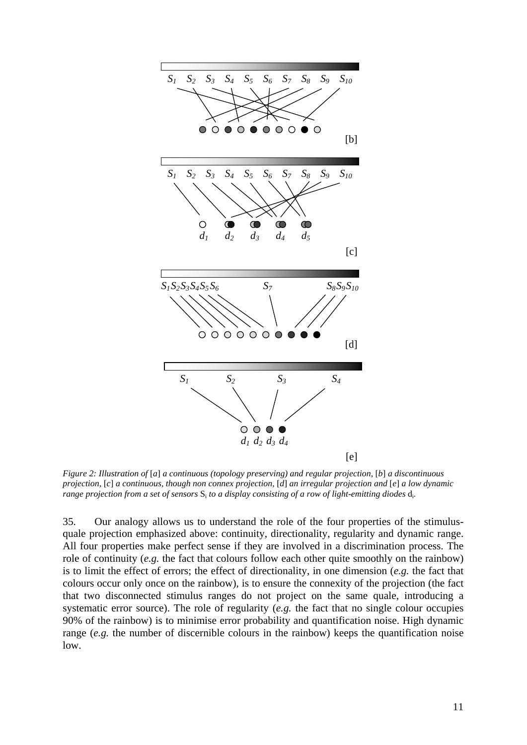$S_1$ $S_2$ $S_3$ $S_4$ $S_5$ $S_6$ $S_7$ $S_8$ $S_9$ $S_{10}$

[b]

$S_1$ $S_2$ $S_3$ $S_4$ $S_5$ $S_6$ $S_7$ $S_8$ $S_9$ $S_{10}$

$d_1$ $d_2$ $d_3$ $d_4$ $d_5$

[c]

$S_1 S_2 S_3 S_4 S_5 S_6$ $S_7$ $S_8 S_9 S_{10}$

[d]

$S_1$ $S_2$ $S_3$ $S_4$

$d_1$ $d_2$ $d_3$ $d_4$

[e]

*Figure 2: Illustration of* [*a*] *a continuous (topology preserving) and regular projection,* [*b*] *a discontinuous projection,* [*c*] *a continuous, though non connex projection,* [*d*] *an irregular projection and* [*e*] *a low dynamic range projection from a set of sensors* $S_i$ *to a display consisting of a row of light-emitting diodes* $d_i$.

35. Our analogy allows us to understand the role of the four properties of the stimulus-quale projection emphasized above: continuity, directionality, regularity and dynamic range. All four properties make perfect sense if they are involved in a discrimination process. The role of continuity (*e.g.* the fact that colours follow each other quite smoothly on the rainbow) is to limit the effect of errors; the effect of directionality, in one dimension (*e.g.* the fact that colours occur only once on the rainbow), is to ensure the connexity of the projection (the fact that two disconnected stimulus ranges do not project on the same quale, introducing a systematic error source). The role of regularity (*e.g.* the fact that no single colour occupies 90% of the rainbow) is to minimise error probability and quantification noise. High dynamic range (*e.g.* the number of discernible colours in the rainbow) keeps the quantification noise low.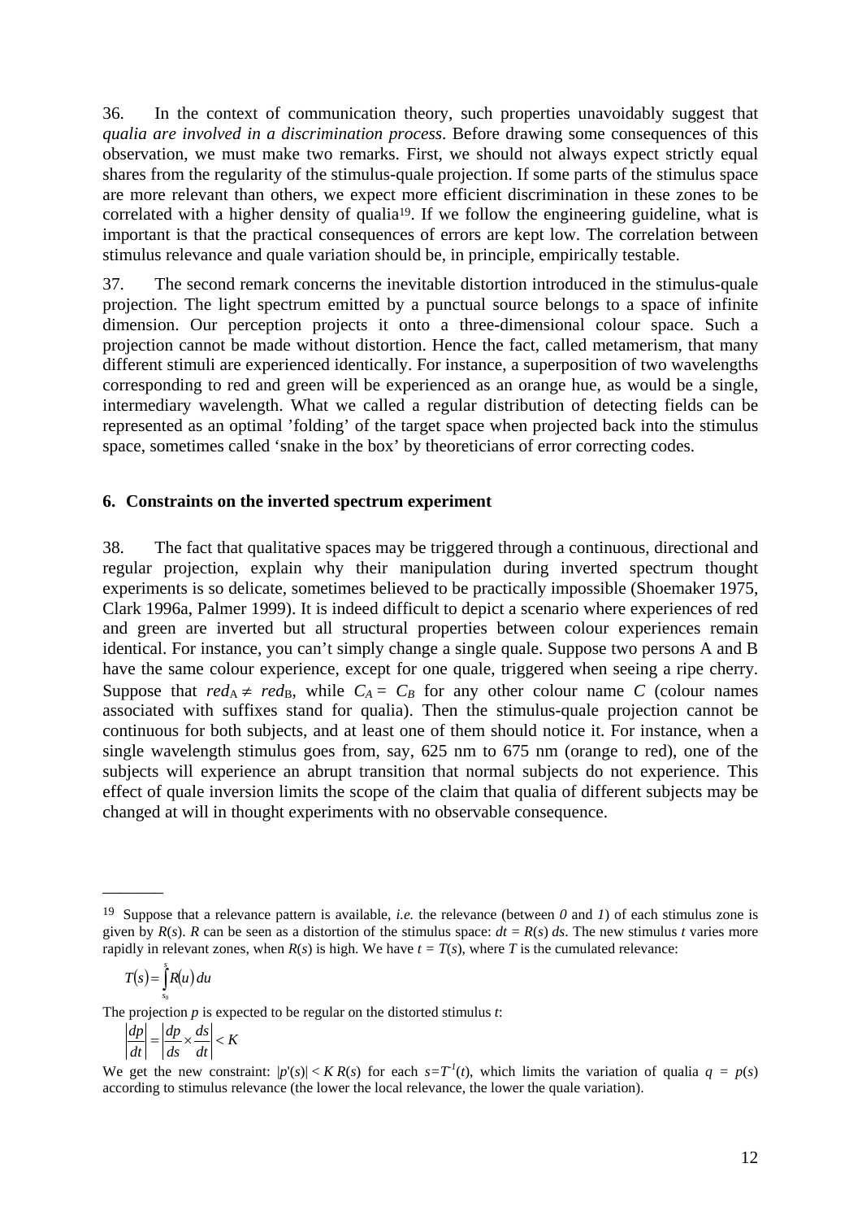36. In the context of communication theory, such properties unavoidably suggest that *qualia are involved in a discrimination process*. Before drawing some consequences of this observation, we must make two remarks. First, we should not always expect strictly equal shares from the regularity of the stimulus-quale projection. If some parts of the stimulus space are more relevant than others, we expect more efficient discrimination in these zones to be correlated with a higher density of qualia[19]. If we follow the engineering guideline, what is important is that the practical consequences of errors are kept low. The correlation between stimulus relevance and quale variation should be, in principle, empirically testable.

37. The second remark concerns the inevitable distortion introduced in the stimulus-quale projection. The light spectrum emitted by a punctual source belongs to a space of infinite dimension. Our perception projects it onto a three-dimensional colour space. Such a projection cannot be made without distortion. Hence the fact, called metamerism, that many different stimuli are experienced identically. For instance, a superposition of two wavelengths corresponding to red and green will be experienced as an orange hue, as would be a single, intermediary wavelength. What we called a regular distribution of detecting fields can be represented as an optimal 'folding' of the target space when projected back into the stimulus space, sometimes called 'snake in the box' by theoreticians of error correcting codes.

## 6. Constraints on the inverted spectrum experiment

38. The fact that qualitative spaces may be triggered through a continuous, directional and regular projection, explain why their manipulation during inverted spectrum thought experiments is so delicate, sometimes believed to be practically impossible (Shoemaker 1975, Clark 1996a, Palmer 1999). It is indeed difficult to depict a scenario where experiences of red and green are inverted but all structural properties between colour experiences remain identical. For instance, you can't simply change a single quale. Suppose two persons A and B have the same colour experience, except for one quale, triggered when seeing a ripe cherry. Suppose that $red_A \neq red_B$, while $C_A = C_B$ for any other colour name $C$ (colour names associated with suffixes stand for qualia). Then the stimulus-quale projection cannot be continuous for both subjects, and at least one of them should notice it. For instance, when a single wavelength stimulus goes from, say, 625 nm to 675 nm (orange to red), one of the subjects will experience an abrupt transition that normal subjects do not experience. This effect of quale inversion limits the scope of the claim that qualia of different subjects may be changed at will in thought experiments with no observable consequence.

---

[19] Suppose that a relevance pattern is available, *i.e.* the relevance (between $0$ and $1$) of each stimulus zone is given by $R(s)$. $R$ can be seen as a distortion of the stimulus space: $dt = R(s)\, ds$. The new stimulus $t$ varies more rapidly in relevant zones, when $R(s)$ is high. We have $t = T(s)$, where $T$ is the cumulated relevance:

$$T(s) = \int_{s_0}^{s} R(u)\, du$$

The projection $p$ is expected to be regular on the distorted stimulus $t$:

$$\left|\frac{dp}{dt}\right| = \left|\frac{dp}{ds} \times \frac{ds}{dt}\right| < K$$

We get the new constraint: $|p'(s)| < K\, R(s)$ for each $s = T^{-1}(t)$, which limits the variation of qualia $q = p(s)$ according to stimulus relevance (the lower the local relevance, the lower the quale variation).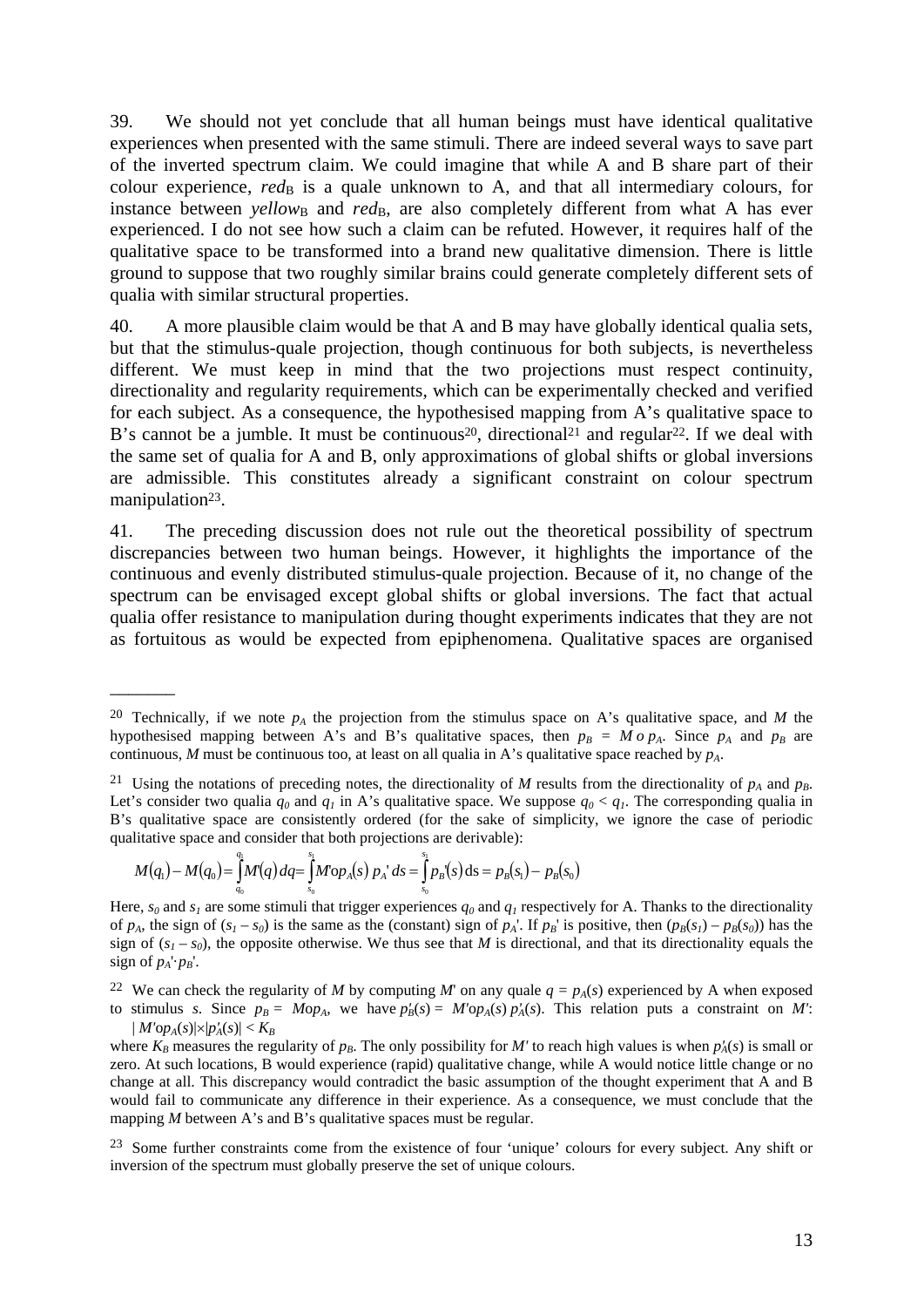39. We should not yet conclude that all human beings must have identical qualitative experiences when presented with the same stimuli. There are indeed several ways to save part of the inverted spectrum claim. We could imagine that while A and B share part of their colour experience, $red_B$ is a quale unknown to A, and that all intermediary colours, for instance between $yellow_B$ and $red_B$, are also completely different from what A has ever experienced. I do not see how such a claim can be refuted. However, it requires half of the qualitative space to be transformed into a brand new qualitative dimension. There is little ground to suppose that two roughly similar brains could generate completely different sets of qualia with similar structural properties.

40. A more plausible claim would be that A and B may have globally identical qualia sets, but that the stimulus-quale projection, though continuous for both subjects, is nevertheless different. We must keep in mind that the two projections must respect continuity, directionality and regularity requirements, which can be experimentally checked and verified for each subject. As a consequence, the hypothesised mapping from A's qualitative space to B's cannot be a jumble. It must be continuous[20], directional[21] and regular[22]. If we deal with the same set of qualia for A and B, only approximations of global shifts or global inversions are admissible. This constitutes already a significant constraint on colour spectrum manipulation[23].

41. The preceding discussion does not rule out the theoretical possibility of spectrum discrepancies between two human beings. However, it highlights the importance of the continuous and evenly distributed stimulus-quale projection. Because of it, no change of the spectrum can be envisaged except global shifts or global inversions. The fact that actual qualia offer resistance to manipulation during thought experiments indicates that they are not as fortuitous as would be expected from epiphenomena. Qualitative spaces are organised

---

[20] Technically, if we note $p_A$ the projection from the stimulus space on A's qualitative space, and $M$ the hypothesised mapping between A's and B's qualitative spaces, then $p_B = M \circ p_A$. Since $p_A$ and $p_B$ are continuous, $M$ must be continuous too, at least on all qualia in A's qualitative space reached by $p_A$.

[21] Using the notations of preceding notes, the directionality of $M$ results from the directionality of $p_A$ and $p_B$. Let's consider two qualia $q_0$ and $q_1$ in A's qualitative space. We suppose $q_0 < q_1$. The corresponding qualia in B's qualitative space are consistently ordered (for the sake of simplicity, we ignore the case of periodic qualitative space and consider that both projections are derivable):

$$M(q_1) - M(q_0) = \int_{q_0}^{q_1} M'(q)\,dq = \int_{s_0}^{s_1} M' \circ p_A(s)\, p_A'\, ds = \int_{s_0}^{s_1} p_B'(s)\,\mathrm{d}s = p_B(s_1) - p_B(s_0)$$

Here, $s_0$ and $s_1$ are some stimuli that trigger experiences $q_0$ and $q_1$ respectively for A. Thanks to the directionality of $p_A$, the sign of $(s_1 - s_0)$ is the same as the (constant) sign of $p_A'$. If $p_B'$ is positive, then $(p_B(s_1) - p_B(s_0))$ has the sign of $(s_1 - s_0)$, the opposite otherwise. We thus see that $M$ is directional, and that its directionality equals the sign of $p_A' \cdot p_B'$.

[22] We can check the regularity of $M$ by computing $M'$ on any quale $q = p_A(s)$ experienced by A when exposed to stimulus $s$. Since $p_B = M \circ p_A$, we have $p_B'(s) = M' \circ p_A(s)\, p_A'(s)$. This relation puts a constraint on $M'$:
$| M' \circ p_A(s) | \times | p_A'(s) | < K_B$
where $K_B$ measures the regularity of $p_B$. The only possibility for $M'$ to reach high values is when $p_A'(s)$ is small or zero. At such locations, B would experience (rapid) qualitative change, while A would notice little change or no change at all. This discrepancy would contradict the basic assumption of the thought experiment that A and B would fail to communicate any difference in their experience. As a consequence, we must conclude that the mapping $M$ between A's and B's qualitative spaces must be regular.

[23] Some further constraints come from the existence of four 'unique' colours for every subject. Any shift or inversion of the spectrum must globally preserve the set of unique colours.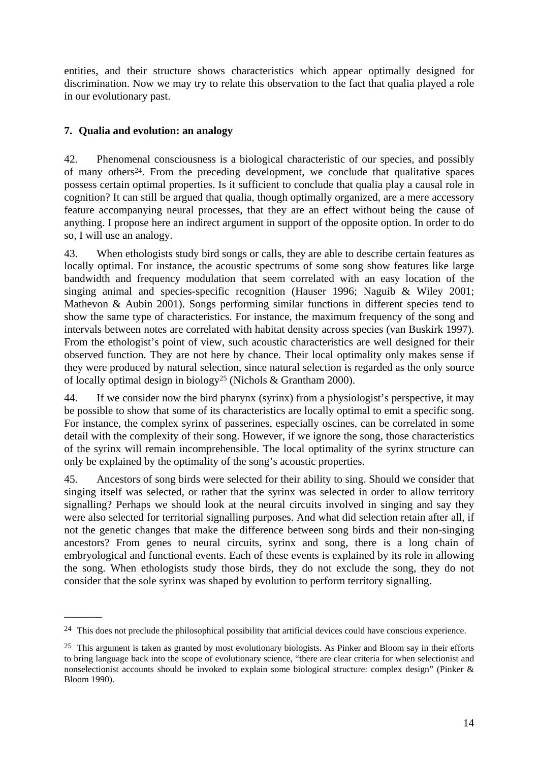entities, and their structure shows characteristics which appear optimally designed for discrimination. Now we may try to relate this observation to the fact that qualia played a role in our evolutionary past.

## 7. Qualia and evolution: an analogy

42. Phenomenal consciousness is a biological characteristic of our species, and possibly of many others[24]. From the preceding development, we conclude that qualitative spaces possess certain optimal properties. Is it sufficient to conclude that qualia play a causal role in cognition? It can still be argued that qualia, though optimally organized, are a mere accessory feature accompanying neural processes, that they are an effect without being the cause of anything. I propose here an indirect argument in support of the opposite option. In order to do so, I will use an analogy.

43. When ethologists study bird songs or calls, they are able to describe certain features as locally optimal. For instance, the acoustic spectrums of some song show features like large bandwidth and frequency modulation that seem correlated with an easy location of the singing animal and species-specific recognition (Hauser 1996; Naguib & Wiley 2001; Mathevon & Aubin 2001). Songs performing similar functions in different species tend to show the same type of characteristics. For instance, the maximum frequency of the song and intervals between notes are correlated with habitat density across species (van Buskirk 1997). From the ethologist's point of view, such acoustic characteristics are well designed for their observed function. They are not here by chance. Their local optimality only makes sense if they were produced by natural selection, since natural selection is regarded as the only source of locally optimal design in biology[25] (Nichols & Grantham 2000).

44. If we consider now the bird pharynx (syrinx) from a physiologist's perspective, it may be possible to show that some of its characteristics are locally optimal to emit a specific song. For instance, the complex syrinx of passerines, especially oscines, can be correlated in some detail with the complexity of their song. However, if we ignore the song, those characteristics of the syrinx will remain incomprehensible. The local optimality of the syrinx structure can only be explained by the optimality of the song's acoustic properties.

45. Ancestors of song birds were selected for their ability to sing. Should we consider that singing itself was selected, or rather that the syrinx was selected in order to allow territory signalling? Perhaps we should look at the neural circuits involved in singing and say they were also selected for territorial signalling purposes. And what did selection retain after all, if not the genetic changes that make the difference between song birds and their non-singing ancestors? From genes to neural circuits, syrinx and song, there is a long chain of embryological and functional events. Each of these events is explained by its role in allowing the song. When ethologists study those birds, they do not exclude the song, they do not consider that the sole syrinx was shaped by evolution to perform territory signalling.

---

[24] This does not preclude the philosophical possibility that artificial devices could have conscious experience.

[25] This argument is taken as granted by most evolutionary biologists. As Pinker and Bloom say in their efforts to bring language back into the scope of evolutionary science, "there are clear criteria for when selectionist and nonselectionist accounts should be invoked to explain some biological structure: complex design" (Pinker & Bloom 1990).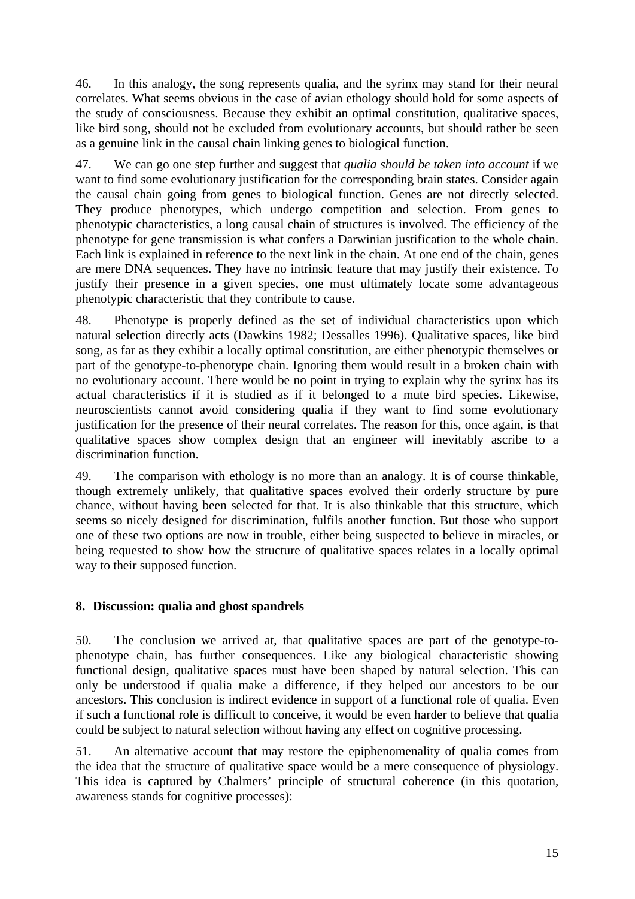46. In this analogy, the song represents qualia, and the syrinx may stand for their neural correlates. What seems obvious in the case of avian ethology should hold for some aspects of the study of consciousness. Because they exhibit an optimal constitution, qualitative spaces, like bird song, should not be excluded from evolutionary accounts, but should rather be seen as a genuine link in the causal chain linking genes to biological function.

47. We can go one step further and suggest that *qualia should be taken into account* if we want to find some evolutionary justification for the corresponding brain states. Consider again the causal chain going from genes to biological function. Genes are not directly selected. They produce phenotypes, which undergo competition and selection. From genes to phenotypic characteristics, a long causal chain of structures is involved. The efficiency of the phenotype for gene transmission is what confers a Darwinian justification to the whole chain. Each link is explained in reference to the next link in the chain. At one end of the chain, genes are mere DNA sequences. They have no intrinsic feature that may justify their existence. To justify their presence in a given species, one must ultimately locate some advantageous phenotypic characteristic that they contribute to cause.

48. Phenotype is properly defined as the set of individual characteristics upon which natural selection directly acts (Dawkins 1982; Dessalles 1996). Qualitative spaces, like bird song, as far as they exhibit a locally optimal constitution, are either phenotypic themselves or part of the genotype-to-phenotype chain. Ignoring them would result in a broken chain with no evolutionary account. There would be no point in trying to explain why the syrinx has its actual characteristics if it is studied as if it belonged to a mute bird species. Likewise, neuroscientists cannot avoid considering qualia if they want to find some evolutionary justification for the presence of their neural correlates. The reason for this, once again, is that qualitative spaces show complex design that an engineer will inevitably ascribe to a discrimination function.

49. The comparison with ethology is no more than an analogy. It is of course thinkable, though extremely unlikely, that qualitative spaces evolved their orderly structure by pure chance, without having been selected for that. It is also thinkable that this structure, which seems so nicely designed for discrimination, fulfils another function. But those who support one of these two options are now in trouble, either being suspected to believe in miracles, or being requested to show how the structure of qualitative spaces relates in a locally optimal way to their supposed function.

## 8. Discussion: qualia and ghost spandrels

50. The conclusion we arrived at, that qualitative spaces are part of the genotype-to-phenotype chain, has further consequences. Like any biological characteristic showing functional design, qualitative spaces must have been shaped by natural selection. This can only be understood if qualia make a difference, if they helped our ancestors to be our ancestors. This conclusion is indirect evidence in support of a functional role of qualia. Even if such a functional role is difficult to conceive, it would be even harder to believe that qualia could be subject to natural selection without having any effect on cognitive processing.

51. An alternative account that may restore the epiphenomenality of qualia comes from the idea that the structure of qualitative space would be a mere consequence of physiology. This idea is captured by Chalmers' principle of structural coherence (in this quotation, awareness stands for cognitive processes):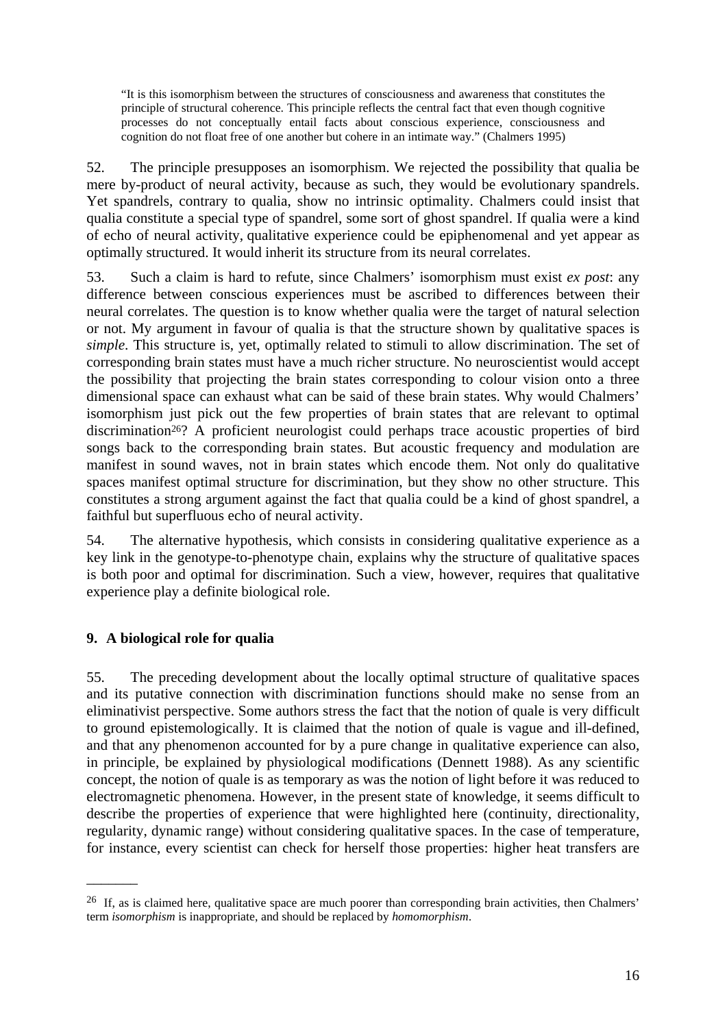> "It is this isomorphism between the structures of consciousness and awareness that constitutes the principle of structural coherence. This principle reflects the central fact that even though cognitive processes do not conceptually entail facts about conscious experience, consciousness and cognition do not float free of one another but cohere in an intimate way." (Chalmers 1995)

52. The principle presupposes an isomorphism. We rejected the possibility that qualia be mere by-product of neural activity, because as such, they would be evolutionary spandrels. Yet spandrels, contrary to qualia, show no intrinsic optimality. Chalmers could insist that qualia constitute a special type of spandrel, some sort of ghost spandrel. If qualia were a kind of echo of neural activity, qualitative experience could be epiphenomenal and yet appear as optimally structured. It would inherit its structure from its neural correlates.

53. Such a claim is hard to refute, since Chalmers' isomorphism must exist *ex post*: any difference between conscious experiences must be ascribed to differences between their neural correlates. The question is to know whether qualia were the target of natural selection or not. My argument in favour of qualia is that the structure shown by qualitative spaces is *simple*. This structure is, yet, optimally related to stimuli to allow discrimination. The set of corresponding brain states must have a much richer structure. No neuroscientist would accept the possibility that projecting the brain states corresponding to colour vision onto a three dimensional space can exhaust what can be said of these brain states. Why would Chalmers' isomorphism just pick out the few properties of brain states that are relevant to optimal discrimination[26]? A proficient neurologist could perhaps trace acoustic properties of bird songs back to the corresponding brain states. But acoustic frequency and modulation are manifest in sound waves, not in brain states which encode them. Not only do qualitative spaces manifest optimal structure for discrimination, but they show no other structure. This constitutes a strong argument against the fact that qualia could be a kind of ghost spandrel, a faithful but superfluous echo of neural activity.

54. The alternative hypothesis, which consists in considering qualitative experience as a key link in the genotype-to-phenotype chain, explains why the structure of qualitative spaces is both poor and optimal for discrimination. Such a view, however, requires that qualitative experience play a definite biological role.

## 9. A biological role for qualia

55. The preceding development about the locally optimal structure of qualitative spaces and its putative connection with discrimination functions should make no sense from an eliminativist perspective. Some authors stress the fact that the notion of quale is very difficult to ground epistemologically. It is claimed that the notion of quale is vague and ill-defined, and that any phenomenon accounted for by a pure change in qualitative experience can also, in principle, be explained by physiological modifications (Dennett 1988). As any scientific concept, the notion of quale is as temporary as was the notion of light before it was reduced to electromagnetic phenomena. However, in the present state of knowledge, it seems difficult to describe the properties of experience that were highlighted here (continuity, directionality, regularity, dynamic range) without considering qualitative spaces. In the case of temperature, for instance, every scientist can check for herself those properties: higher heat transfers are

---

[26] If, as is claimed here, qualitative space are much poorer than corresponding brain activities, then Chalmers' term *isomorphism* is inappropriate, and should be replaced by *homomorphism*.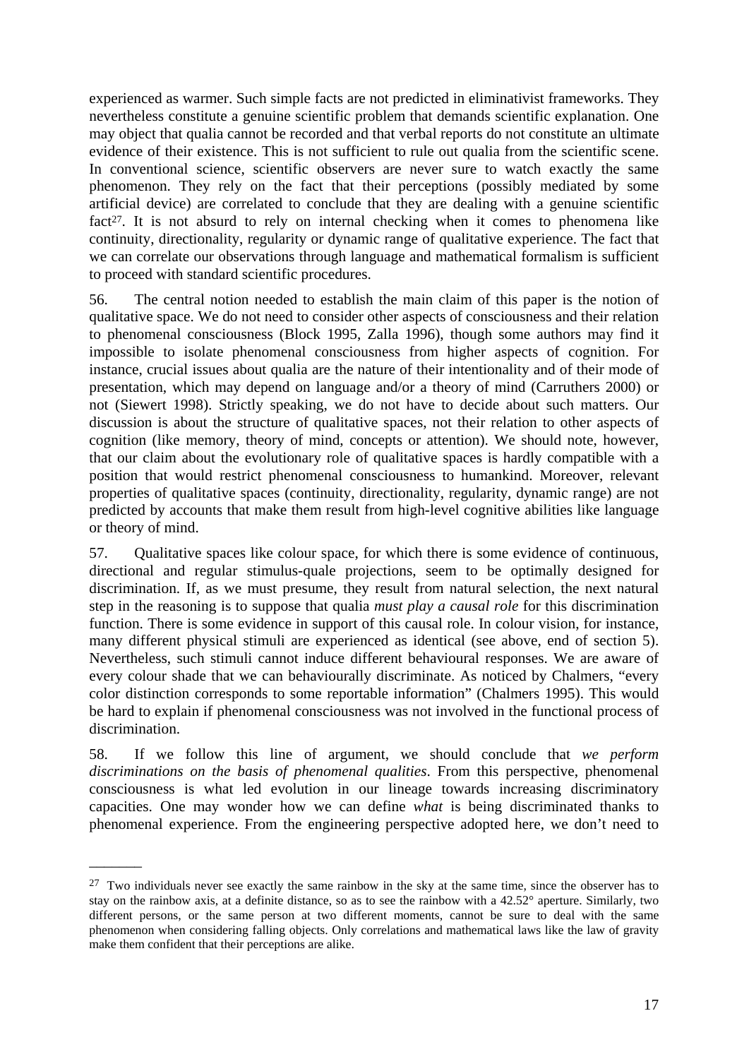experienced as warmer. Such simple facts are not predicted in eliminativist frameworks. They nevertheless constitute a genuine scientific problem that demands scientific explanation. One may object that qualia cannot be recorded and that verbal reports do not constitute an ultimate evidence of their existence. This is not sufficient to rule out qualia from the scientific scene. In conventional science, scientific observers are never sure to watch exactly the same phenomenon. They rely on the fact that their perceptions (possibly mediated by some artificial device) are correlated to conclude that they are dealing with a genuine scientific fact[27]. It is not absurd to rely on internal checking when it comes to phenomena like continuity, directionality, regularity or dynamic range of qualitative experience. The fact that we can correlate our observations through language and mathematical formalism is sufficient to proceed with standard scientific procedures.

56. The central notion needed to establish the main claim of this paper is the notion of qualitative space. We do not need to consider other aspects of consciousness and their relation to phenomenal consciousness (Block 1995, Zalla 1996), though some authors may find it impossible to isolate phenomenal consciousness from higher aspects of cognition. For instance, crucial issues about qualia are the nature of their intentionality and of their mode of presentation, which may depend on language and/or a theory of mind (Carruthers 2000) or not (Siewert 1998). Strictly speaking, we do not have to decide about such matters. Our discussion is about the structure of qualitative spaces, not their relation to other aspects of cognition (like memory, theory of mind, concepts or attention). We should note, however, that our claim about the evolutionary role of qualitative spaces is hardly compatible with a position that would restrict phenomenal consciousness to humankind. Moreover, relevant properties of qualitative spaces (continuity, directionality, regularity, dynamic range) are not predicted by accounts that make them result from high-level cognitive abilities like language or theory of mind.

57. Qualitative spaces like colour space, for which there is some evidence of continuous, directional and regular stimulus-quale projections, seem to be optimally designed for discrimination. If, as we must presume, they result from natural selection, the next natural step in the reasoning is to suppose that qualia *must play a causal role* for this discrimination function. There is some evidence in support of this causal role. In colour vision, for instance, many different physical stimuli are experienced as identical (see above, end of section 5). Nevertheless, such stimuli cannot induce different behavioural responses. We are aware of every colour shade that we can behaviourally discriminate. As noticed by Chalmers, "every color distinction corresponds to some reportable information" (Chalmers 1995). This would be hard to explain if phenomenal consciousness was not involved in the functional process of discrimination.

58. If we follow this line of argument, we should conclude that *we perform discriminations on the basis of phenomenal qualities*. From this perspective, phenomenal consciousness is what led evolution in our lineage towards increasing discriminatory capacities. One may wonder how we can define *what* is being discriminated thanks to phenomenal experience. From the engineering perspective adopted here, we don't need to

---

[27] Two individuals never see exactly the same rainbow in the sky at the same time, since the observer has to stay on the rainbow axis, at a definite distance, so as to see the rainbow with a 42.52° aperture. Similarly, two different persons, or the same person at two different moments, cannot be sure to deal with the same phenomenon when considering falling objects. Only correlations and mathematical laws like the law of gravity make them confident that their perceptions are alike.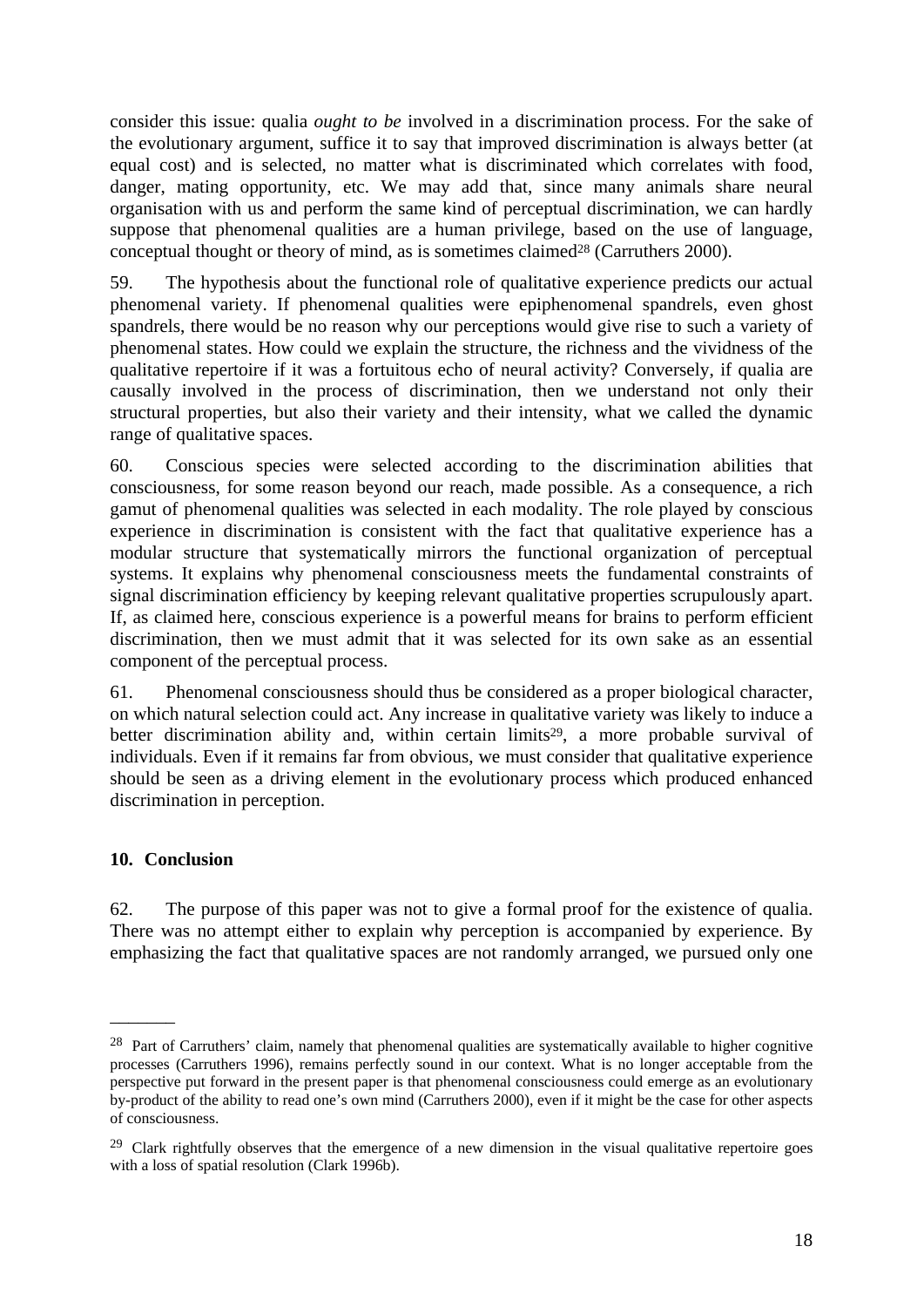consider this issue: qualia *ought to be* involved in a discrimination process. For the sake of the evolutionary argument, suffice it to say that improved discrimination is always better (at equal cost) and is selected, no matter what is discriminated which correlates with food, danger, mating opportunity, etc. We may add that, since many animals share neural organisation with us and perform the same kind of perceptual discrimination, we can hardly suppose that phenomenal qualities are a human privilege, based on the use of language, conceptual thought or theory of mind, as is sometimes claimed[28] (Carruthers 2000).

59. The hypothesis about the functional role of qualitative experience predicts our actual phenomenal variety. If phenomenal qualities were epiphenomenal spandrels, even ghost spandrels, there would be no reason why our perceptions would give rise to such a variety of phenomenal states. How could we explain the structure, the richness and the vividness of the qualitative repertoire if it was a fortuitous echo of neural activity? Conversely, if qualia are causally involved in the process of discrimination, then we understand not only their structural properties, but also their variety and their intensity, what we called the dynamic range of qualitative spaces.

60. Conscious species were selected according to the discrimination abilities that consciousness, for some reason beyond our reach, made possible. As a consequence, a rich gamut of phenomenal qualities was selected in each modality. The role played by conscious experience in discrimination is consistent with the fact that qualitative experience has a modular structure that systematically mirrors the functional organization of perceptual systems. It explains why phenomenal consciousness meets the fundamental constraints of signal discrimination efficiency by keeping relevant qualitative properties scrupulously apart. If, as claimed here, conscious experience is a powerful means for brains to perform efficient discrimination, then we must admit that it was selected for its own sake as an essential component of the perceptual process.

61. Phenomenal consciousness should thus be considered as a proper biological character, on which natural selection could act. Any increase in qualitative variety was likely to induce a better discrimination ability and, within certain limits[29], a more probable survival of individuals. Even if it remains far from obvious, we must consider that qualitative experience should be seen as a driving element in the evolutionary process which produced enhanced discrimination in perception.

## 10. Conclusion

62. The purpose of this paper was not to give a formal proof for the existence of qualia. There was no attempt either to explain why perception is accompanied by experience. By emphasizing the fact that qualitative spaces are not randomly arranged, we pursued only one

---

[28] Part of Carruthers' claim, namely that phenomenal qualities are systematically available to higher cognitive processes (Carruthers 1996), remains perfectly sound in our context. What is no longer acceptable from the perspective put forward in the present paper is that phenomenal consciousness could emerge as an evolutionary by-product of the ability to read one's own mind (Carruthers 2000), even if it might be the case for other aspects of consciousness.

[29] Clark rightfully observes that the emergence of a new dimension in the visual qualitative repertoire goes with a loss of spatial resolution (Clark 1996b).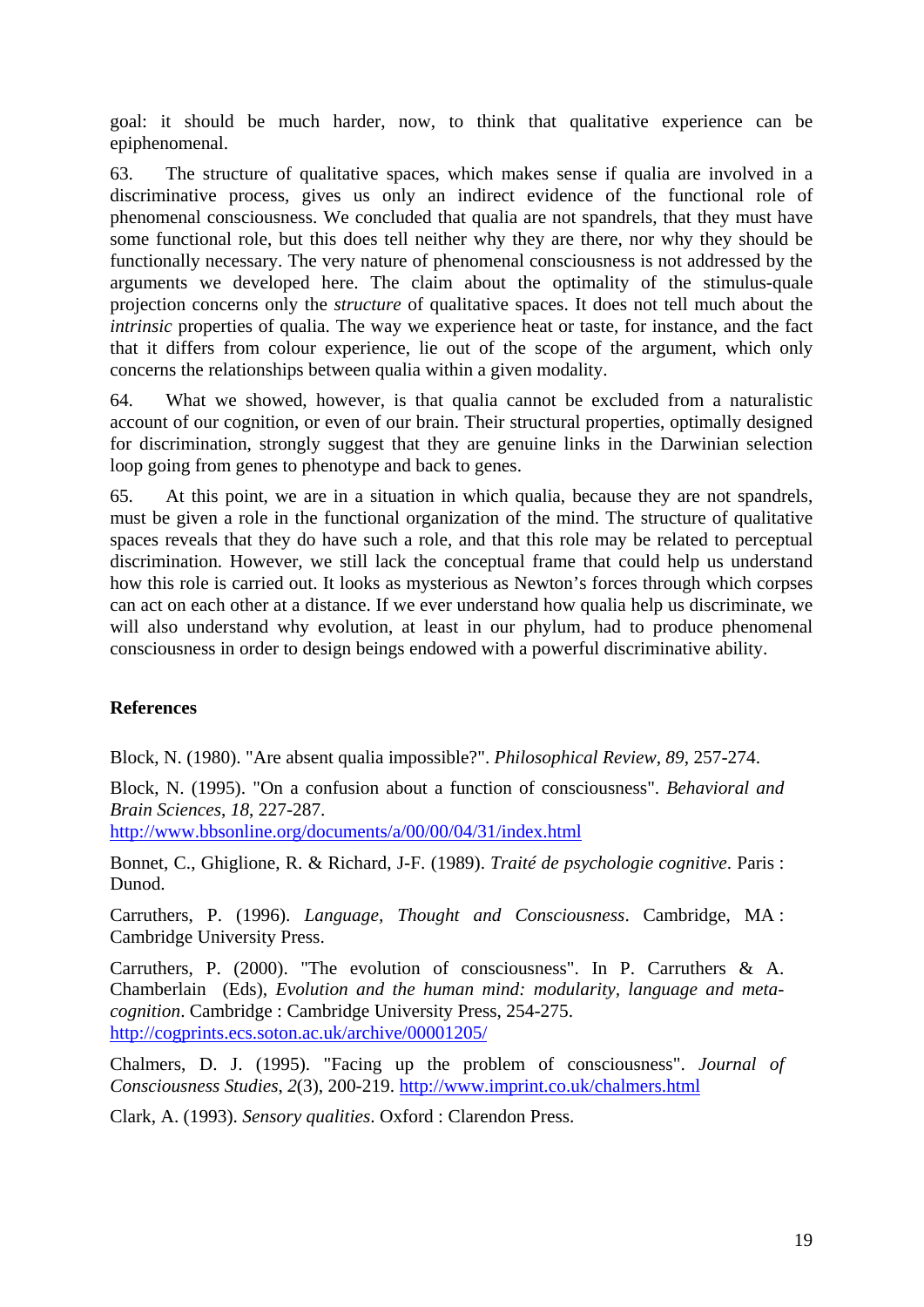goal: it should be much harder, now, to think that qualitative experience can be epiphenomenal.

63. The structure of qualitative spaces, which makes sense if qualia are involved in a discriminative process, gives us only an indirect evidence of the functional role of phenomenal consciousness. We concluded that qualia are not spandrels, that they must have some functional role, but this does tell neither why they are there, nor why they should be functionally necessary. The very nature of phenomenal consciousness is not addressed by the arguments we developed here. The claim about the optimality of the stimulus-quale projection concerns only the *structure* of qualitative spaces. It does not tell much about the *intrinsic* properties of qualia. The way we experience heat or taste, for instance, and the fact that it differs from colour experience, lie out of the scope of the argument, which only concerns the relationships between qualia within a given modality.

64. What we showed, however, is that qualia cannot be excluded from a naturalistic account of our cognition, or even of our brain. Their structural properties, optimally designed for discrimination, strongly suggest that they are genuine links in the Darwinian selection loop going from genes to phenotype and back to genes.

65. At this point, we are in a situation in which qualia, because they are not spandrels, must be given a role in the functional organization of the mind. The structure of qualitative spaces reveals that they do have such a role, and that this role may be related to perceptual discrimination. However, we still lack the conceptual frame that could help us understand how this role is carried out. It looks as mysterious as Newton's forces through which corpses can act on each other at a distance. If we ever understand how qualia help us discriminate, we will also understand why evolution, at least in our phylum, had to produce phenomenal consciousness in order to design beings endowed with a powerful discriminative ability.

## References

Block, N. (1980). "Are absent qualia impossible?". *Philosophical Review*, *89*, 257-274.

Block, N. (1995). "On a confusion about a function of consciousness". *Behavioral and Brain Sciences*, *18*, 227-287. http://www.bbsonline.org/documents/a/00/00/04/31/index.html

Bonnet, C., Ghiglione, R. & Richard, J-F. (1989). *Traité de psychologie cognitive*. Paris : Dunod.

Carruthers, P. (1996). *Language, Thought and Consciousness*. Cambridge, MA : Cambridge University Press.

Carruthers, P. (2000). "The evolution of consciousness". In P. Carruthers & A. Chamberlain (Eds), *Evolution and the human mind: modularity, language and meta-cognition*. Cambridge : Cambridge University Press, 254-275. http://cogprints.ecs.soton.ac.uk/archive/00001205/

Chalmers, D. J. (1995). "Facing up the problem of consciousness". *Journal of Consciousness Studies*, *2*(3), 200-219. http://www.imprint.co.uk/chalmers.html

Clark, A. (1993). *Sensory qualities*. Oxford : Clarendon Press.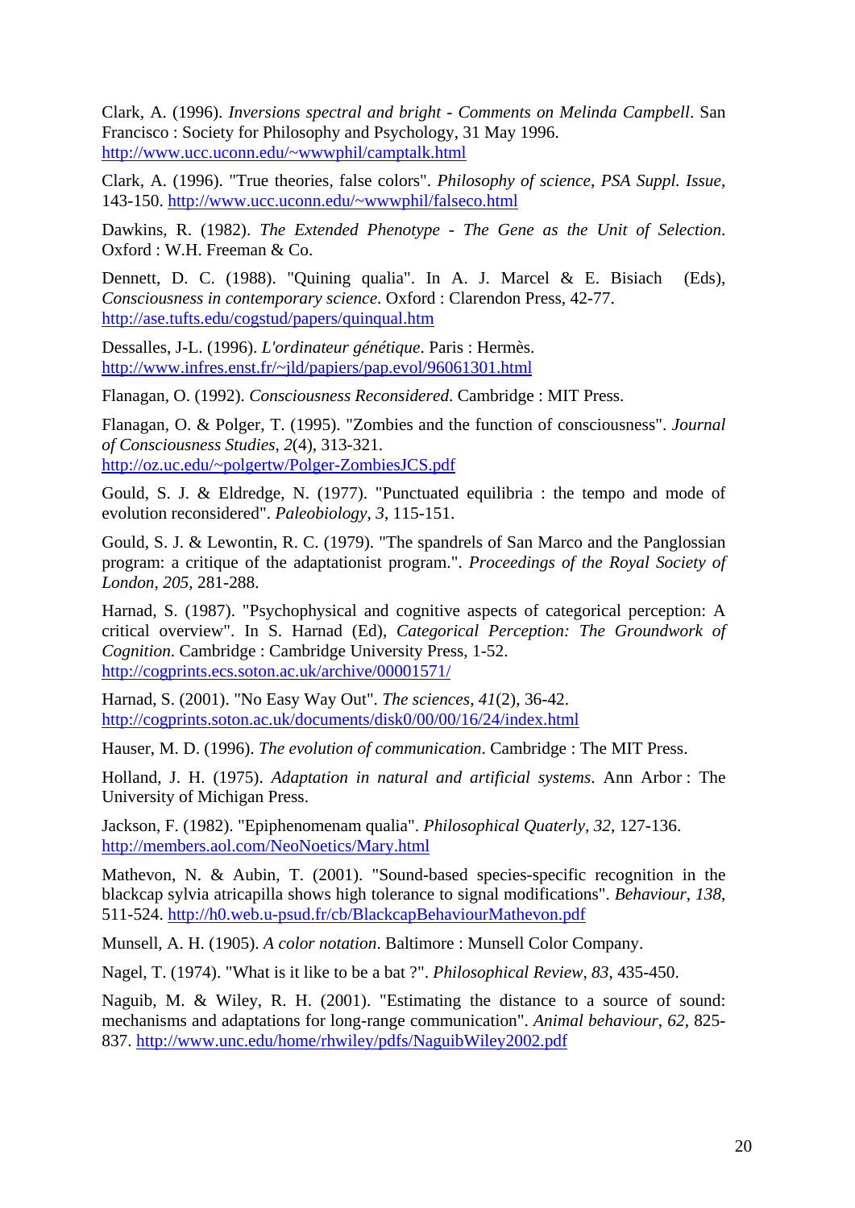Clark, A. (1996). *Inversions spectral and bright - Comments on Melinda Campbell*. San Francisco : Society for Philosophy and Psychology, 31 May 1996. http://www.ucc.uconn.edu/~wwwphil/camptalk.html

Clark, A. (1996). "True theories, false colors". *Philosophy of science*, *PSA Suppl. Issue*, 143-150. http://www.ucc.uconn.edu/~wwwphil/falseco.html

Dawkins, R. (1982). *The Extended Phenotype - The Gene as the Unit of Selection*. Oxford : W.H. Freeman & Co.

Dennett, D. C. (1988). "Quining qualia". In A. J. Marcel & E. Bisiach (Eds), *Consciousness in contemporary science*. Oxford : Clarendon Press, 42-77. http://ase.tufts.edu/cogstud/papers/quinqual.htm

Dessalles, J-L. (1996). *L'ordinateur génétique*. Paris : Hermès. http://www.infres.enst.fr/~jld/papiers/pap.evol/96061301.html

Flanagan, O. (1992). *Consciousness Reconsidered*. Cambridge : MIT Press.

Flanagan, O. & Polger, T. (1995). "Zombies and the function of consciousness". *Journal of Consciousness Studies*, *2*(4), 313-321. http://oz.uc.edu/~polgertw/Polger-ZombiesJCS.pdf

Gould, S. J. & Eldredge, N. (1977). "Punctuated equilibria : the tempo and mode of evolution reconsidered". *Paleobiology*, *3*, 115-151.

Gould, S. J. & Lewontin, R. C. (1979). "The spandrels of San Marco and the Panglossian program: a critique of the adaptationist program.". *Proceedings of the Royal Society of London*, *205*, 281-288.

Harnad, S. (1987). "Psychophysical and cognitive aspects of categorical perception: A critical overview". In S. Harnad (Ed), *Categorical Perception: The Groundwork of Cognition*. Cambridge : Cambridge University Press, 1-52. http://cogprints.ecs.soton.ac.uk/archive/00001571/

Harnad, S. (2001). "No Easy Way Out". *The sciences*, *41*(2), 36-42. http://cogprints.soton.ac.uk/documents/disk0/00/00/16/24/index.html

Hauser, M. D. (1996). *The evolution of communication*. Cambridge : The MIT Press.

Holland, J. H. (1975). *Adaptation in natural and artificial systems*. Ann Arbor : The University of Michigan Press.

Jackson, F. (1982). "Epiphenomenam qualia". *Philosophical Quaterly*, *32*, 127-136. http://members.aol.com/NeoNoetics/Mary.html

Mathevon, N. & Aubin, T. (2001). "Sound-based species-specific recognition in the blackcap sylvia atricapilla shows high tolerance to signal modifications". *Behaviour*, *138*, 511-524. http://h0.web.u-psud.fr/cb/BlackcapBehaviourMathevon.pdf

Munsell, A. H. (1905). *A color notation*. Baltimore : Munsell Color Company.

Nagel, T. (1974). "What is it like to be a bat ?". *Philosophical Review*, *83*, 435-450.

Naguib, M. & Wiley, R. H. (2001). "Estimating the distance to a source of sound: mechanisms and adaptations for long-range communication". *Animal behaviour*, *62*, 825-837. http://www.unc.edu/home/rhwiley/pdfs/NaguibWiley2002.pdf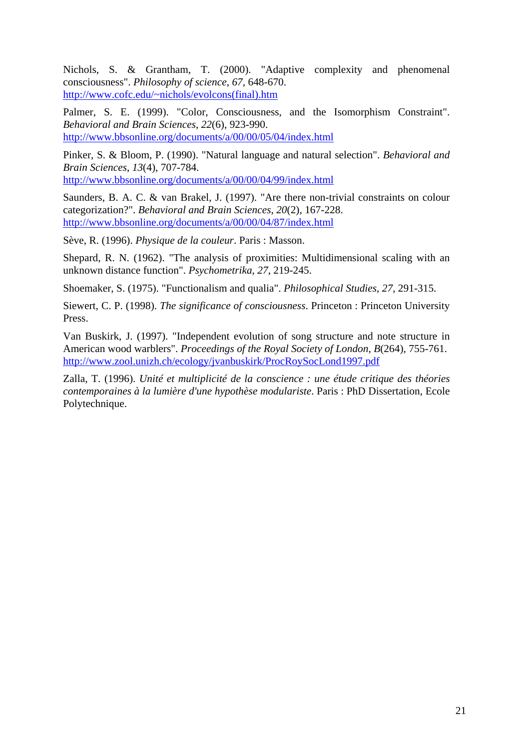Nichols, S. & Grantham, T. (2000). "Adaptive complexity and phenomenal consciousness". *Philosophy of science*, *67*, 648-670. http://www.cofc.edu/~nichols/evolcons(final).htm

Palmer, S. E. (1999). "Color, Consciousness, and the Isomorphism Constraint". *Behavioral and Brain Sciences*, *22*(6), 923-990. http://www.bbsonline.org/documents/a/00/00/05/04/index.html

Pinker, S. & Bloom, P. (1990). "Natural language and natural selection". *Behavioral and Brain Sciences*, *13*(4), 707-784. http://www.bbsonline.org/documents/a/00/00/04/99/index.html

Saunders, B. A. C. & van Brakel, J. (1997). "Are there non-trivial constraints on colour categorization?". *Behavioral and Brain Sciences*, *20*(2), 167-228. http://www.bbsonline.org/documents/a/00/00/04/87/index.html

Sève, R. (1996). *Physique de la couleur*. Paris : Masson.

Shepard, R. N. (1962). "The analysis of proximities: Multidimensional scaling with an unknown distance function". *Psychometrika*, *27*, 219-245.

Shoemaker, S. (1975). "Functionalism and qualia". *Philosophical Studies*, *27*, 291-315.

Siewert, C. P. (1998). *The significance of consciousness*. Princeton : Princeton University Press.

Van Buskirk, J. (1997). "Independent evolution of song structure and note structure in American wood warblers". *Proceedings of the Royal Society of London*, *B*(264), 755-761. http://www.zool.unizh.ch/ecology/jvanbuskirk/ProcRoySocLond1997.pdf

Zalla, T. (1996). *Unité et multiplicité de la conscience : une étude critique des théories contemporaines à la lumière d'une hypothèse modulariste*. Paris : PhD Dissertation, Ecole Polytechnique.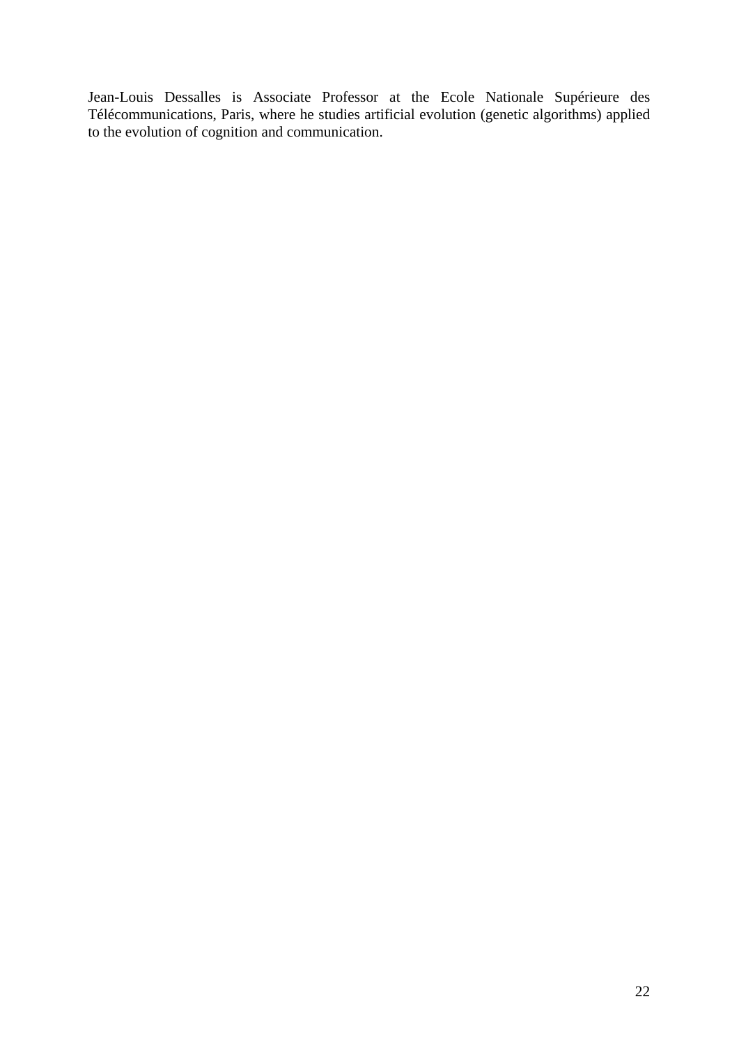Jean-Louis Dessalles is Associate Professor at the Ecole Nationale Supérieure des Télécommunications, Paris, where he studies artificial evolution (genetic algorithms) applied to the evolution of cognition and communication.